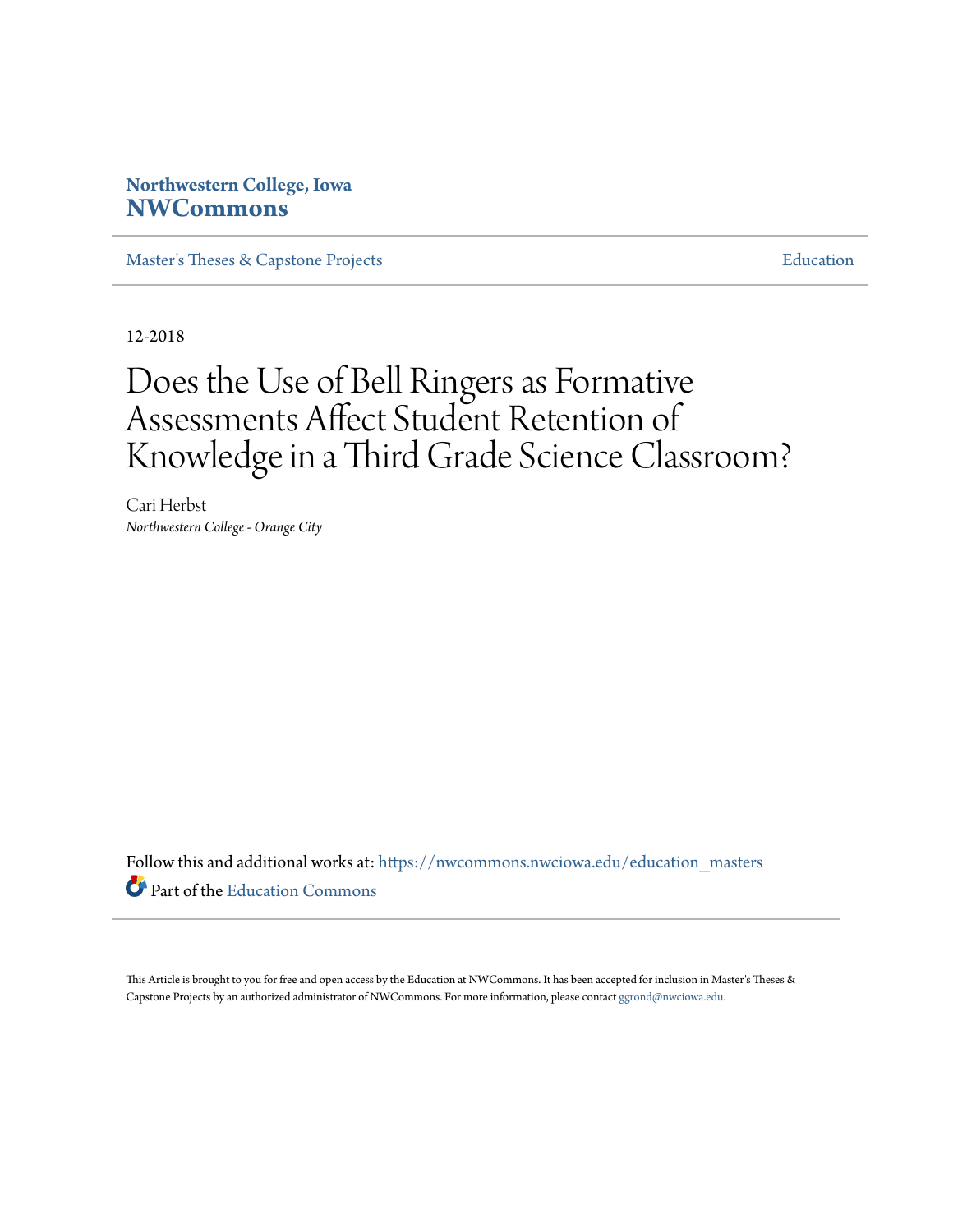Northwestern College, Iowa
**NWCommons**

Master's Theses & Capstone Projects | Education

12-2018

# Does the Use of Bell Ringers as Formative Assessments Affect Student Retention of Knowledge in a Third Grade Science Classroom?

Cari Herbst
*Northwestern College - Orange City*

Follow this and additional works at: https://nwcommons.nwciowa.edu/education_masters

Part of the Education Commons

This Article is brought to you for free and open access by the Education at NWCommons. It has been accepted for inclusion in Master's Theses & Capstone Projects by an authorized administrator of NWCommons. For more information, please contact ggrond@nwciowa.edu.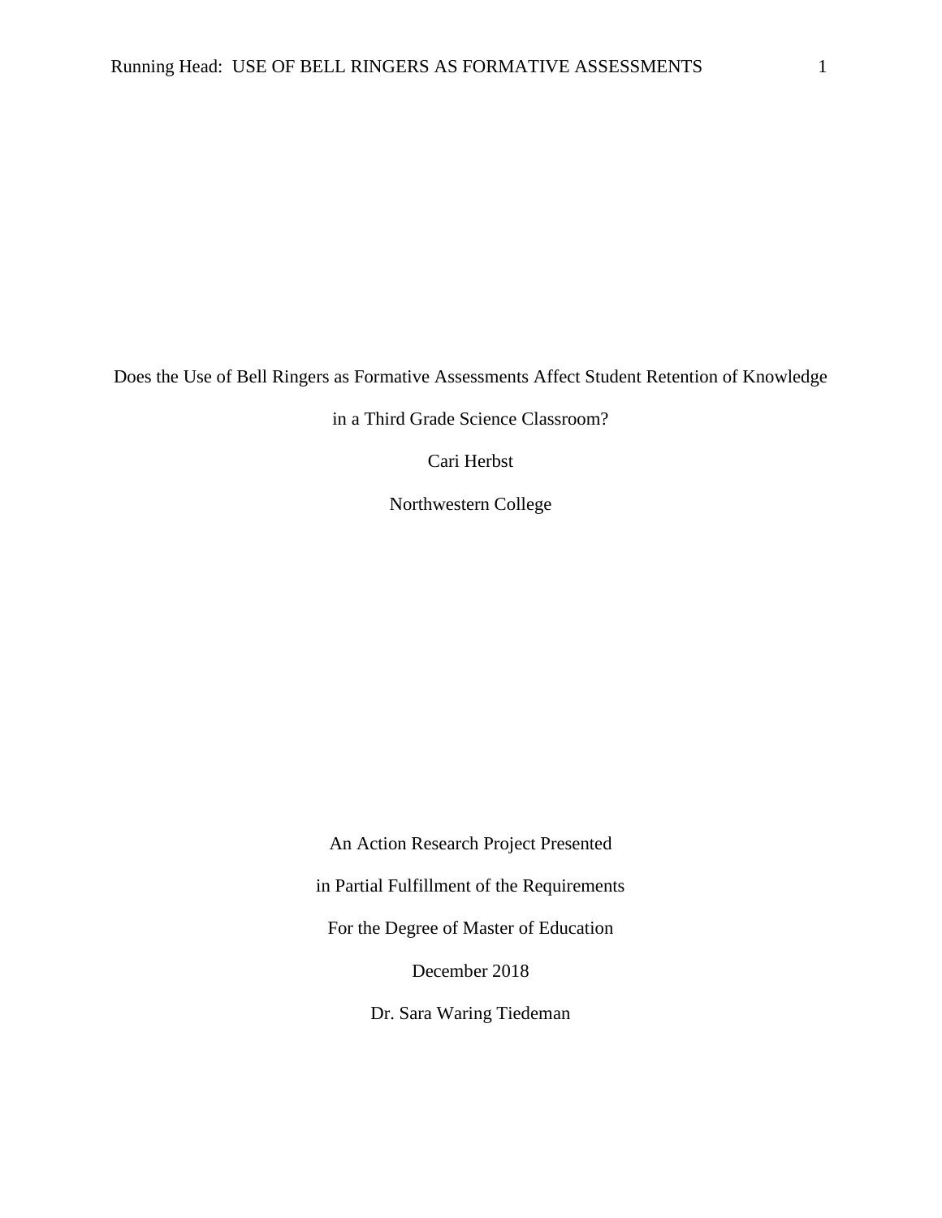# Does the Use of Bell Ringers as Formative Assessments Affect Student Retention of Knowledge in a Third Grade Science Classroom?

Cari Herbst

Northwestern College

An Action Research Project Presented

in Partial Fulfillment of the Requirements

For the Degree of Master of Education

December 2018

Dr. Sara Waring Tiedeman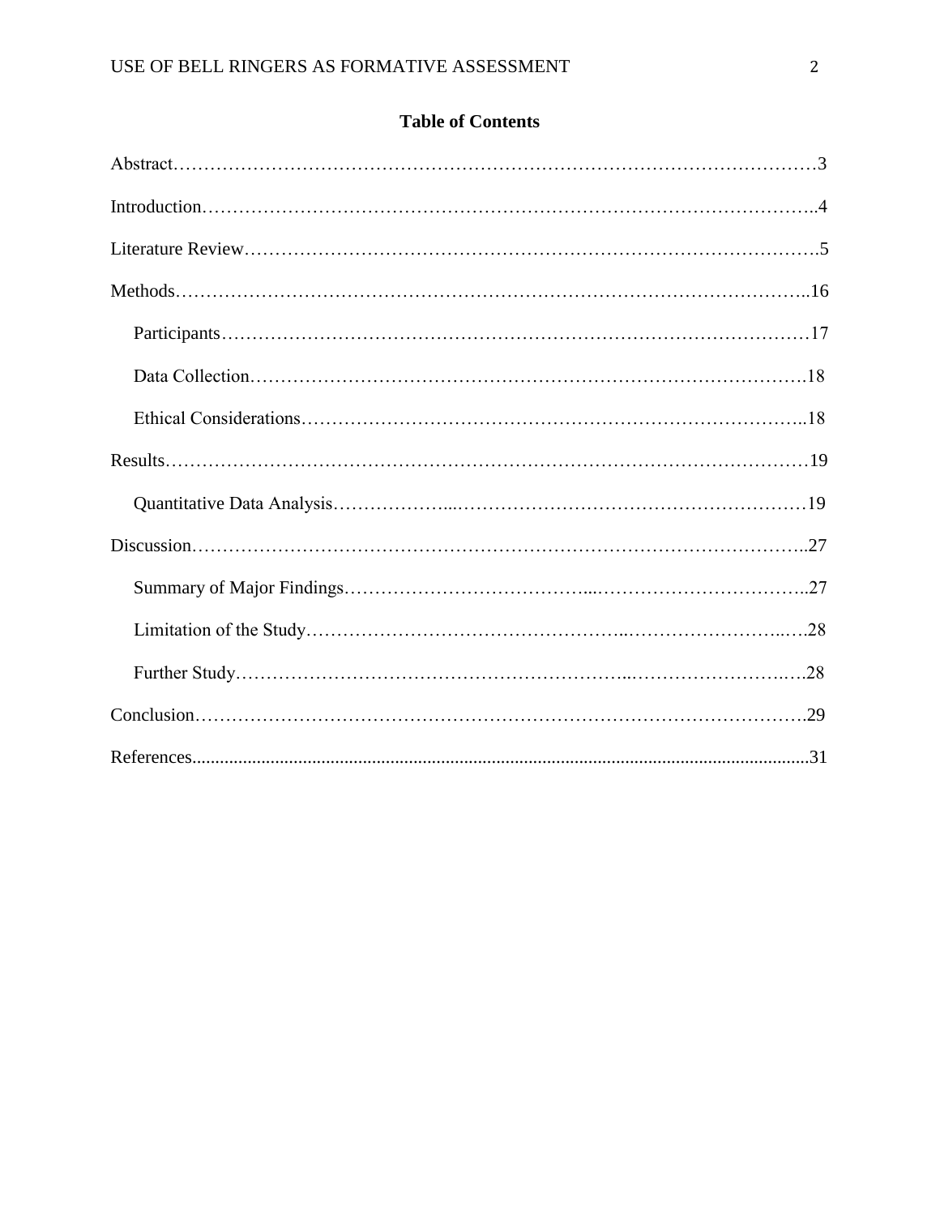**Table of Contents**

Abstract…………………………………………………………………………………………3

Introduction……………………………………………………………………………………..4

Literature Review……………………………………………………………………………….5

Methods…………………………………………………………………………………………..16

- Participants……………………………………………………………………………………17
- Data Collection……………………………………………………………………………….18
- Ethical Considerations………………………………………………………………………..18

Results……………………………………………………………………………………………19

- Quantitative Data Analysis…………………………………………………………………19

Discussion………………………………………………………………………………………..27

- Summary of Major Findings…………………………………………………………………..27
- Limitation of the Study……………………………………………………………………….28
- Further Study………………………………………………………………………………….28

Conclusion……………………………………………………………………………………….29

References...............................................................................................................................31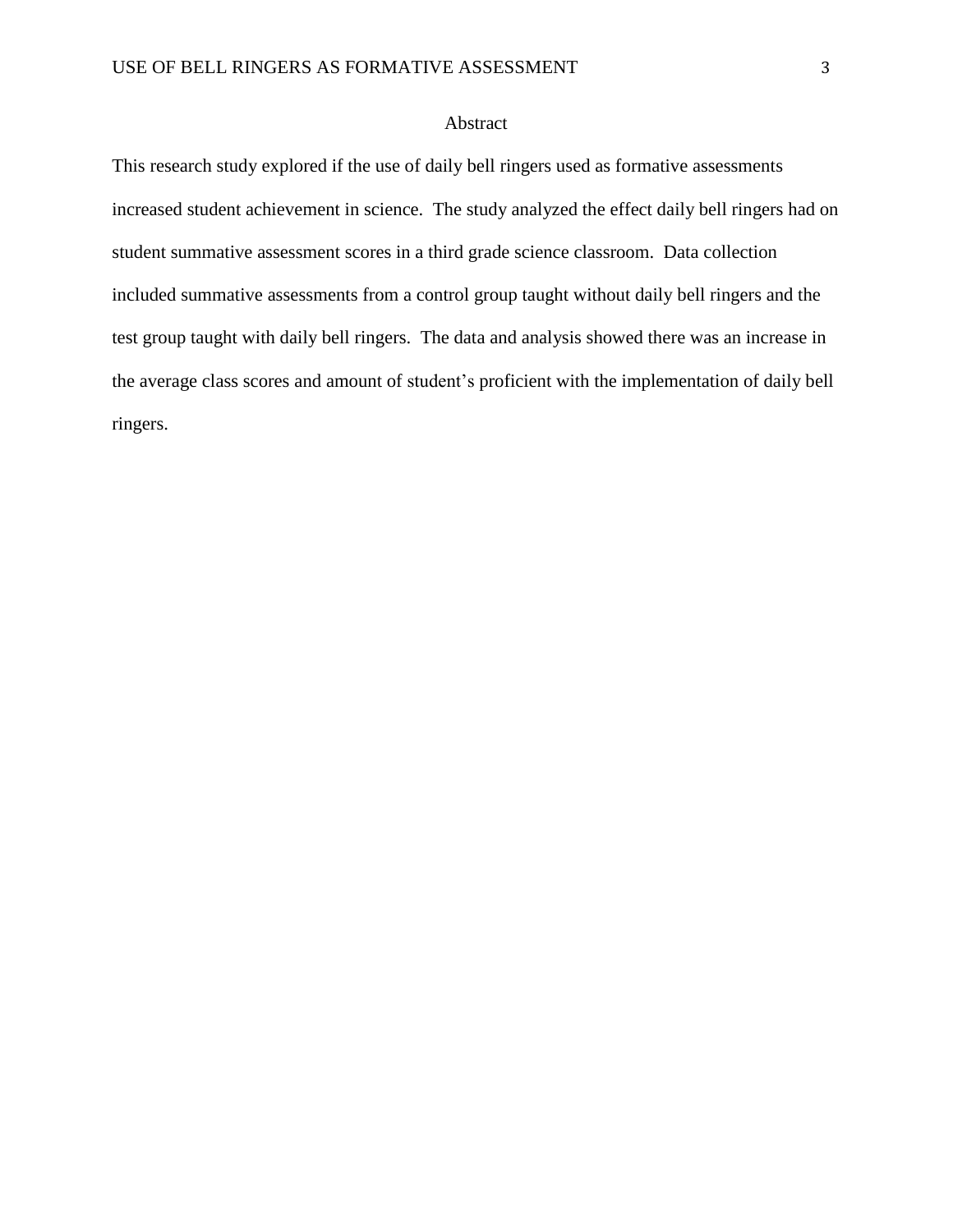## Abstract

This research study explored if the use of daily bell ringers used as formative assessments increased student achievement in science. The study analyzed the effect daily bell ringers had on student summative assessment scores in a third grade science classroom. Data collection included summative assessments from a control group taught without daily bell ringers and the test group taught with daily bell ringers. The data and analysis showed there was an increase in the average class scores and amount of student's proficient with the implementation of daily bell ringers.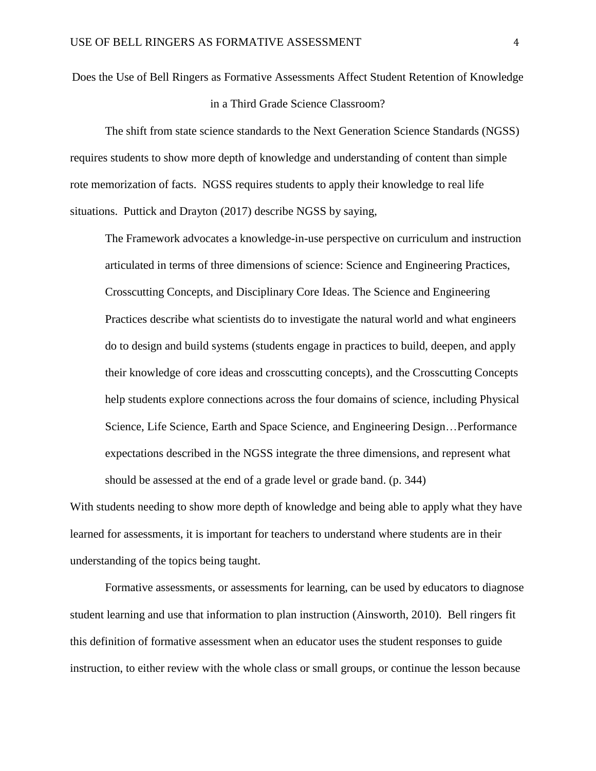# Does the Use of Bell Ringers as Formative Assessments Affect Student Retention of Knowledge in a Third Grade Science Classroom?

The shift from state science standards to the Next Generation Science Standards (NGSS) requires students to show more depth of knowledge and understanding of content than simple rote memorization of facts. NGSS requires students to apply their knowledge to real life situations. Puttick and Drayton (2017) describe NGSS by saying,

> The Framework advocates a knowledge-in-use perspective on curriculum and instruction articulated in terms of three dimensions of science: Science and Engineering Practices, Crosscutting Concepts, and Disciplinary Core Ideas. The Science and Engineering Practices describe what scientists do to investigate the natural world and what engineers do to design and build systems (students engage in practices to build, deepen, and apply their knowledge of core ideas and crosscutting concepts), and the Crosscutting Concepts help students explore connections across the four domains of science, including Physical Science, Life Science, Earth and Space Science, and Engineering Design…Performance expectations described in the NGSS integrate the three dimensions, and represent what should be assessed at the end of a grade level or grade band. (p. 344)

With students needing to show more depth of knowledge and being able to apply what they have learned for assessments, it is important for teachers to understand where students are in their understanding of the topics being taught.

Formative assessments, or assessments for learning, can be used by educators to diagnose student learning and use that information to plan instruction (Ainsworth, 2010). Bell ringers fit this definition of formative assessment when an educator uses the student responses to guide instruction, to either review with the whole class or small groups, or continue the lesson because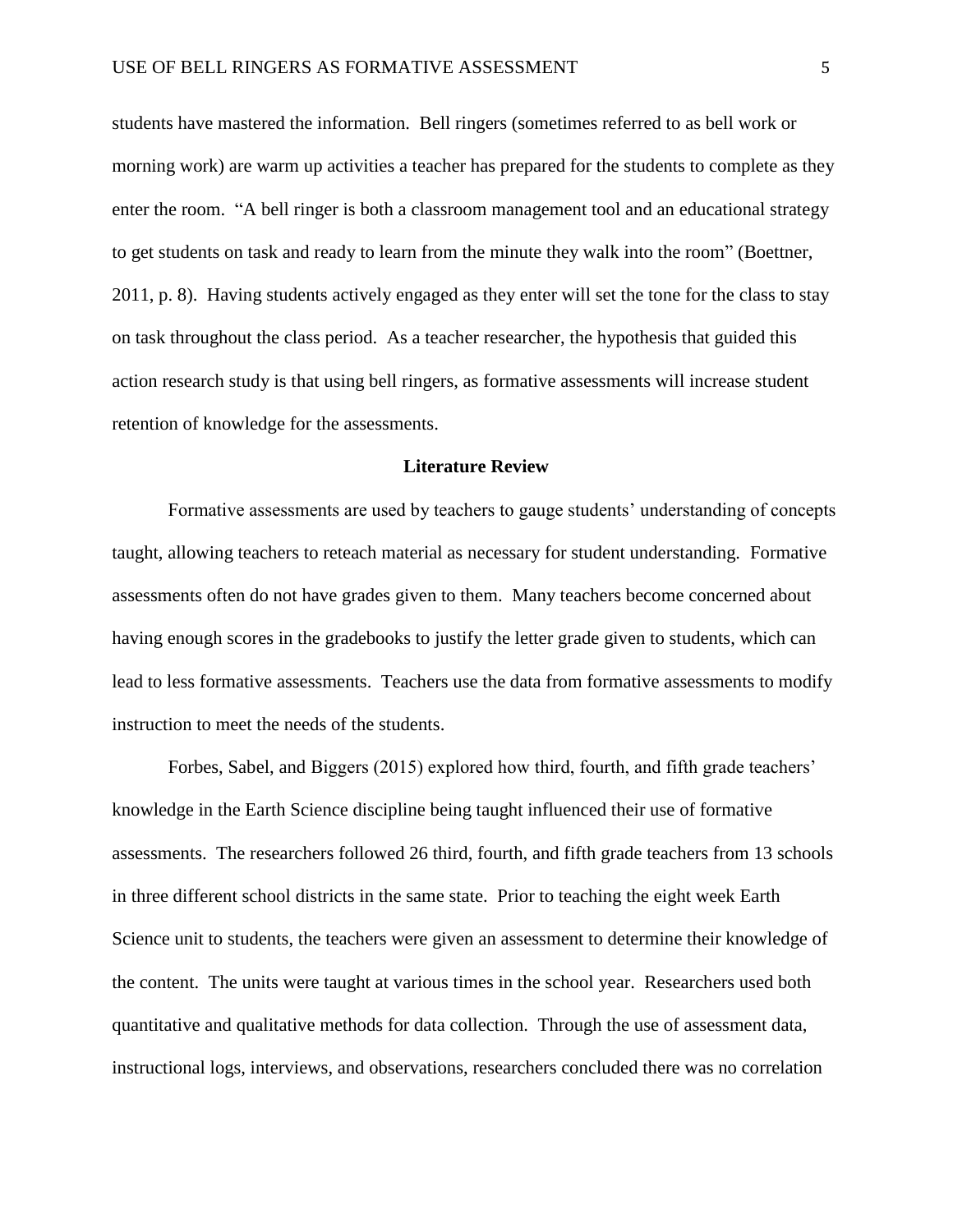students have mastered the information. Bell ringers (sometimes referred to as bell work or morning work) are warm up activities a teacher has prepared for the students to complete as they enter the room. "A bell ringer is both a classroom management tool and an educational strategy to get students on task and ready to learn from the minute they walk into the room" (Boettner, 2011, p. 8). Having students actively engaged as they enter will set the tone for the class to stay on task throughout the class period. As a teacher researcher, the hypothesis that guided this action research study is that using bell ringers, as formative assessments will increase student retention of knowledge for the assessments.

## Literature Review

Formative assessments are used by teachers to gauge students' understanding of concepts taught, allowing teachers to reteach material as necessary for student understanding. Formative assessments often do not have grades given to them. Many teachers become concerned about having enough scores in the gradebooks to justify the letter grade given to students, which can lead to less formative assessments. Teachers use the data from formative assessments to modify instruction to meet the needs of the students.

Forbes, Sabel, and Biggers (2015) explored how third, fourth, and fifth grade teachers' knowledge in the Earth Science discipline being taught influenced their use of formative assessments. The researchers followed 26 third, fourth, and fifth grade teachers from 13 schools in three different school districts in the same state. Prior to teaching the eight week Earth Science unit to students, the teachers were given an assessment to determine their knowledge of the content. The units were taught at various times in the school year. Researchers used both quantitative and qualitative methods for data collection. Through the use of assessment data, instructional logs, interviews, and observations, researchers concluded there was no correlation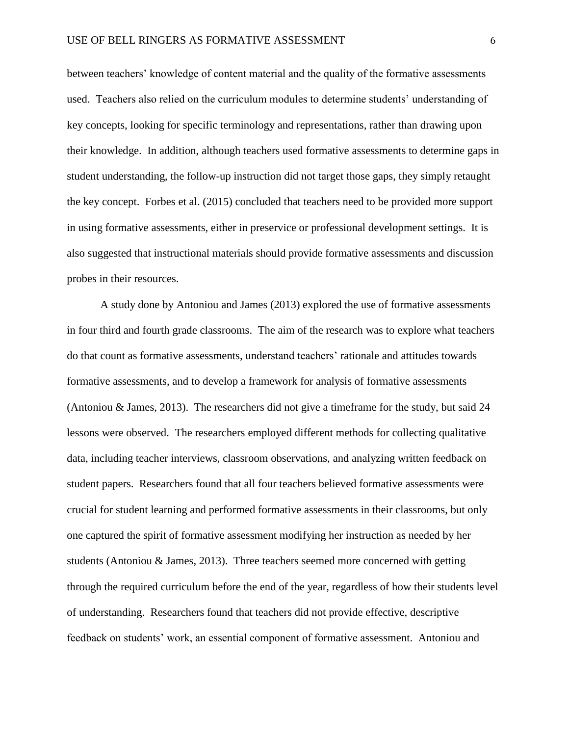between teachers' knowledge of content material and the quality of the formative assessments used. Teachers also relied on the curriculum modules to determine students' understanding of key concepts, looking for specific terminology and representations, rather than drawing upon their knowledge. In addition, although teachers used formative assessments to determine gaps in student understanding, the follow-up instruction did not target those gaps, they simply retaught the key concept. Forbes et al. (2015) concluded that teachers need to be provided more support in using formative assessments, either in preservice or professional development settings. It is also suggested that instructional materials should provide formative assessments and discussion probes in their resources.

A study done by Antoniou and James (2013) explored the use of formative assessments in four third and fourth grade classrooms. The aim of the research was to explore what teachers do that count as formative assessments, understand teachers' rationale and attitudes towards formative assessments, and to develop a framework for analysis of formative assessments (Antoniou & James, 2013). The researchers did not give a timeframe for the study, but said 24 lessons were observed. The researchers employed different methods for collecting qualitative data, including teacher interviews, classroom observations, and analyzing written feedback on student papers. Researchers found that all four teachers believed formative assessments were crucial for student learning and performed formative assessments in their classrooms, but only one captured the spirit of formative assessment modifying her instruction as needed by her students (Antoniou & James, 2013). Three teachers seemed more concerned with getting through the required curriculum before the end of the year, regardless of how their students level of understanding. Researchers found that teachers did not provide effective, descriptive feedback on students' work, an essential component of formative assessment. Antoniou and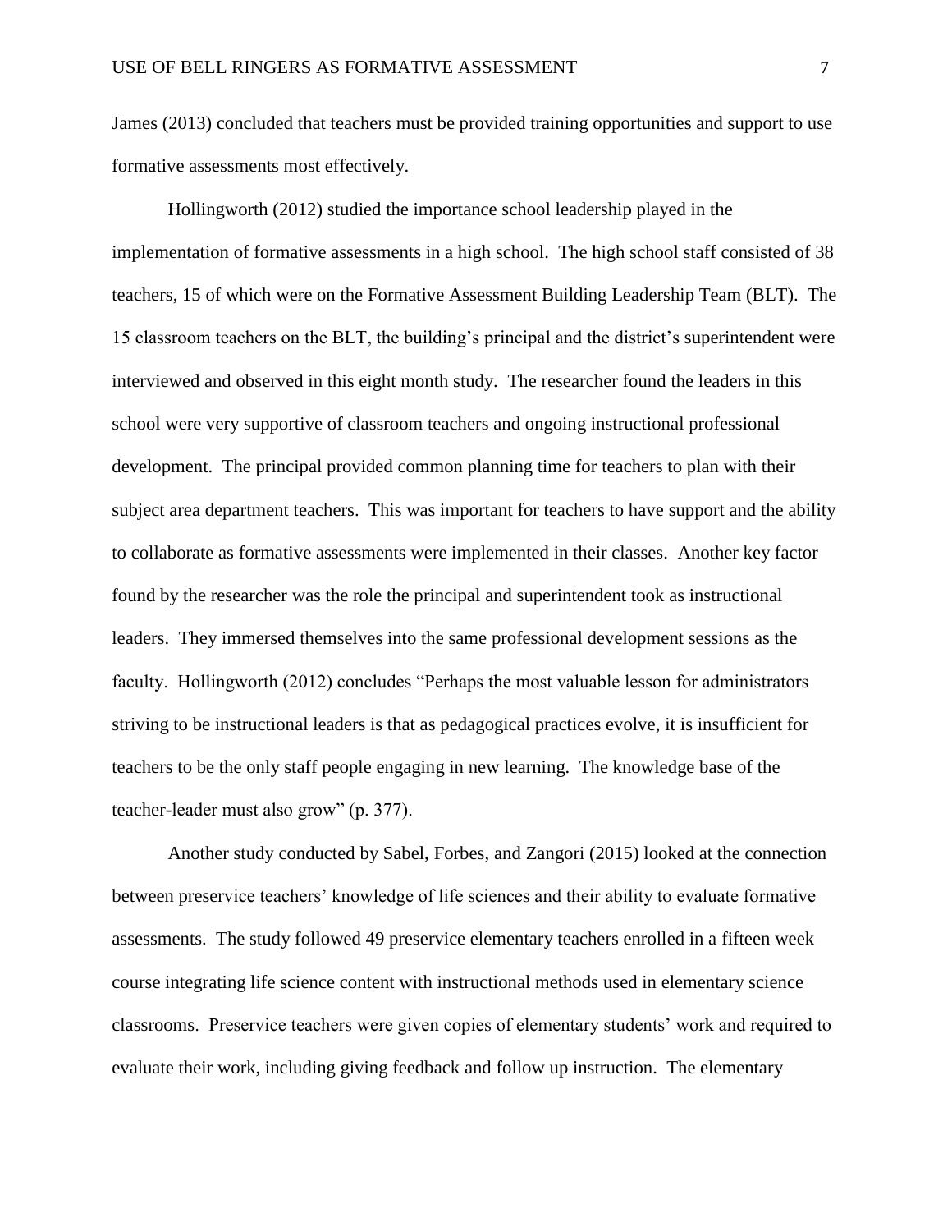James (2013) concluded that teachers must be provided training opportunities and support to use formative assessments most effectively.

Hollingworth (2012) studied the importance school leadership played in the implementation of formative assessments in a high school. The high school staff consisted of 38 teachers, 15 of which were on the Formative Assessment Building Leadership Team (BLT). The 15 classroom teachers on the BLT, the building's principal and the district's superintendent were interviewed and observed in this eight month study. The researcher found the leaders in this school were very supportive of classroom teachers and ongoing instructional professional development. The principal provided common planning time for teachers to plan with their subject area department teachers. This was important for teachers to have support and the ability to collaborate as formative assessments were implemented in their classes. Another key factor found by the researcher was the role the principal and superintendent took as instructional leaders. They immersed themselves into the same professional development sessions as the faculty. Hollingworth (2012) concludes "Perhaps the most valuable lesson for administrators striving to be instructional leaders is that as pedagogical practices evolve, it is insufficient for teachers to be the only staff people engaging in new learning. The knowledge base of the teacher-leader must also grow" (p. 377).

Another study conducted by Sabel, Forbes, and Zangori (2015) looked at the connection between preservice teachers' knowledge of life sciences and their ability to evaluate formative assessments. The study followed 49 preservice elementary teachers enrolled in a fifteen week course integrating life science content with instructional methods used in elementary science classrooms. Preservice teachers were given copies of elementary students' work and required to evaluate their work, including giving feedback and follow up instruction. The elementary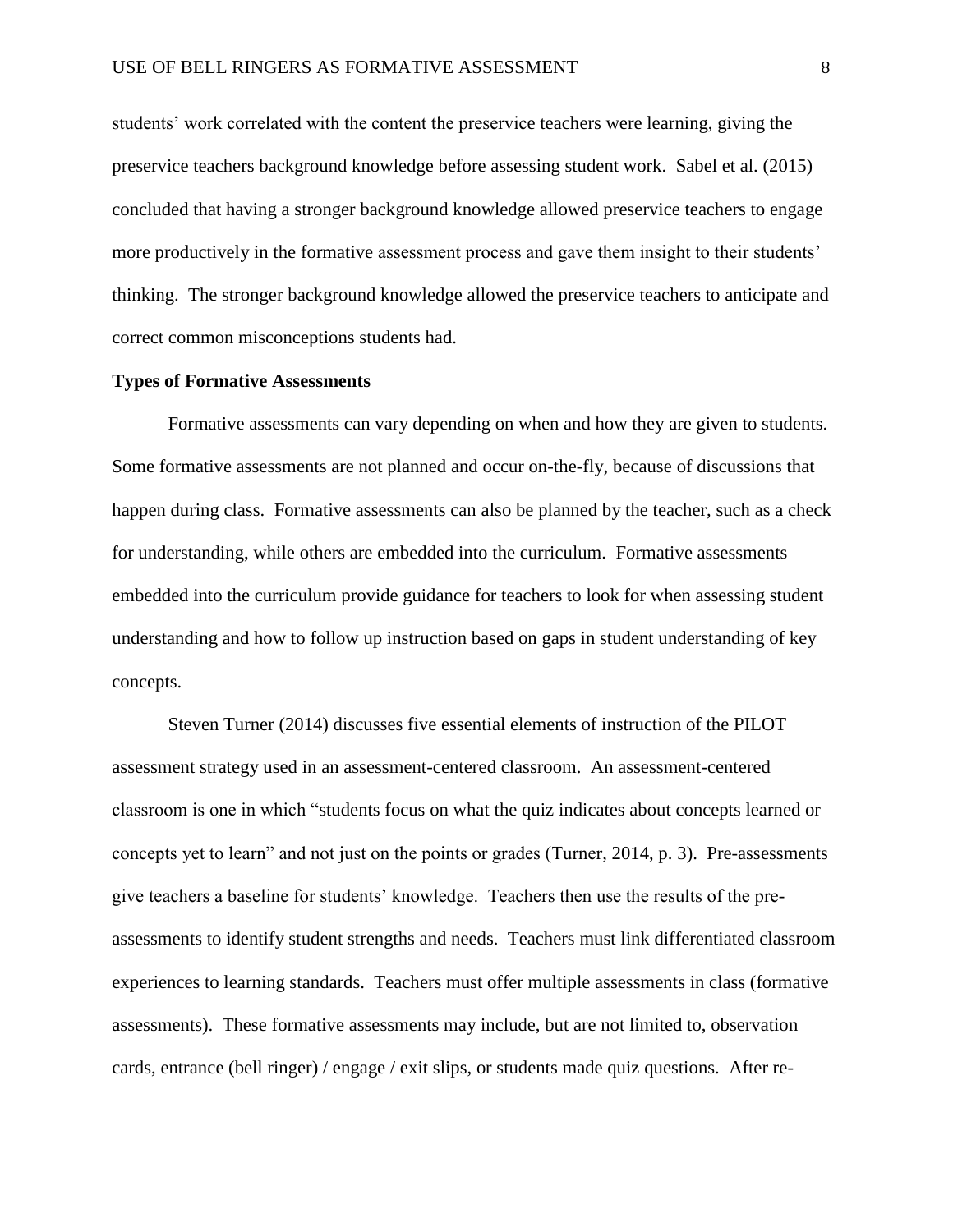students' work correlated with the content the preservice teachers were learning, giving the preservice teachers background knowledge before assessing student work. Sabel et al. (2015) concluded that having a stronger background knowledge allowed preservice teachers to engage more productively in the formative assessment process and gave them insight to their students' thinking. The stronger background knowledge allowed the preservice teachers to anticipate and correct common misconceptions students had.

**Types of Formative Assessments**

Formative assessments can vary depending on when and how they are given to students. Some formative assessments are not planned and occur on-the-fly, because of discussions that happen during class. Formative assessments can also be planned by the teacher, such as a check for understanding, while others are embedded into the curriculum. Formative assessments embedded into the curriculum provide guidance for teachers to look for when assessing student understanding and how to follow up instruction based on gaps in student understanding of key concepts.

Steven Turner (2014) discusses five essential elements of instruction of the PILOT assessment strategy used in an assessment-centered classroom. An assessment-centered classroom is one in which "students focus on what the quiz indicates about concepts learned or concepts yet to learn" and not just on the points or grades (Turner, 2014, p. 3). Pre-assessments give teachers a baseline for students' knowledge. Teachers then use the results of the pre-assessments to identify student strengths and needs. Teachers must link differentiated classroom experiences to learning standards. Teachers must offer multiple assessments in class (formative assessments). These formative assessments may include, but are not limited to, observation cards, entrance (bell ringer) / engage / exit slips, or students made quiz questions. After re-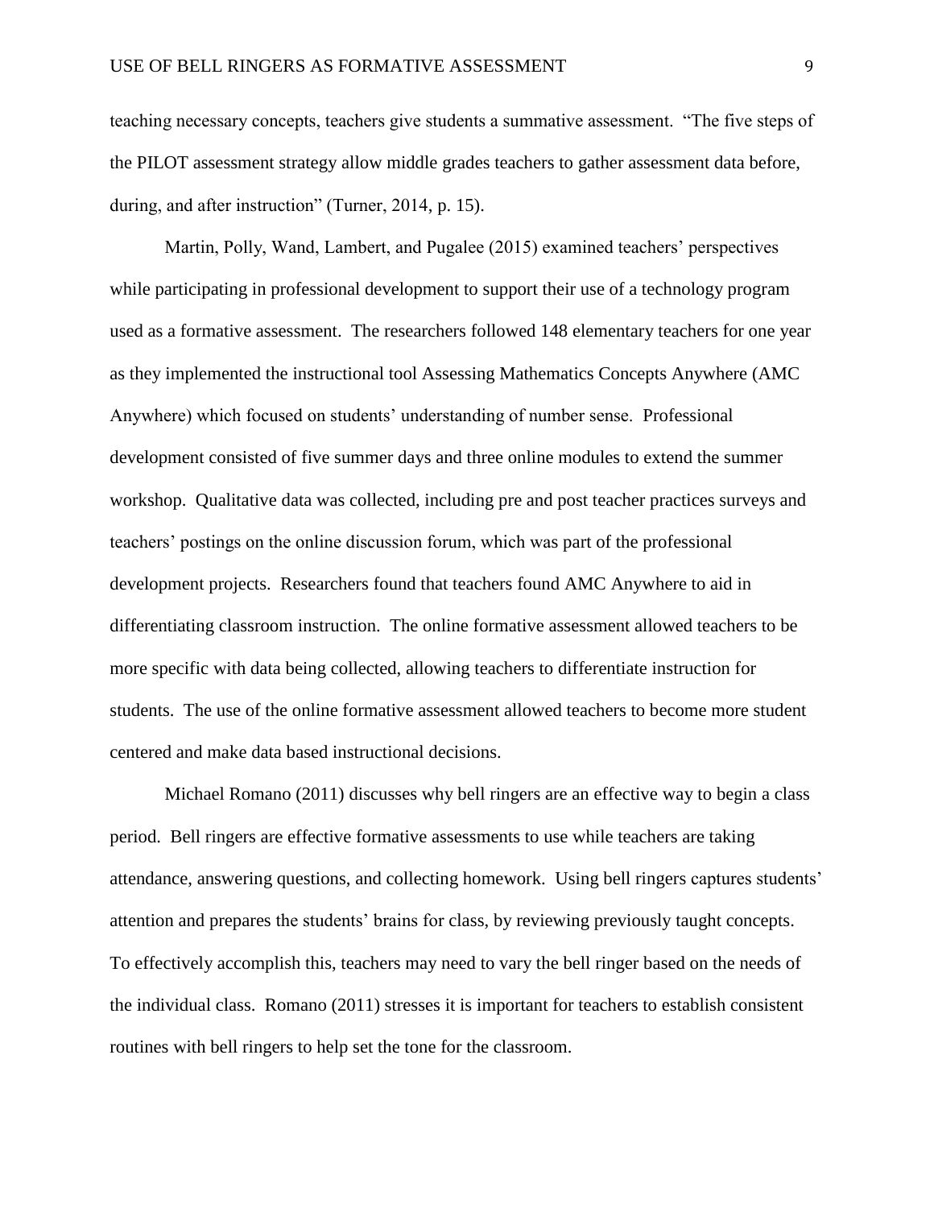teaching necessary concepts, teachers give students a summative assessment. "The five steps of the PILOT assessment strategy allow middle grades teachers to gather assessment data before, during, and after instruction" (Turner, 2014, p. 15).

Martin, Polly, Wand, Lambert, and Pugalee (2015) examined teachers' perspectives while participating in professional development to support their use of a technology program used as a formative assessment. The researchers followed 148 elementary teachers for one year as they implemented the instructional tool Assessing Mathematics Concepts Anywhere (AMC Anywhere) which focused on students' understanding of number sense. Professional development consisted of five summer days and three online modules to extend the summer workshop. Qualitative data was collected, including pre and post teacher practices surveys and teachers' postings on the online discussion forum, which was part of the professional development projects. Researchers found that teachers found AMC Anywhere to aid in differentiating classroom instruction. The online formative assessment allowed teachers to be more specific with data being collected, allowing teachers to differentiate instruction for students. The use of the online formative assessment allowed teachers to become more student centered and make data based instructional decisions.

Michael Romano (2011) discusses why bell ringers are an effective way to begin a class period. Bell ringers are effective formative assessments to use while teachers are taking attendance, answering questions, and collecting homework. Using bell ringers captures students' attention and prepares the students' brains for class, by reviewing previously taught concepts. To effectively accomplish this, teachers may need to vary the bell ringer based on the needs of the individual class. Romano (2011) stresses it is important for teachers to establish consistent routines with bell ringers to help set the tone for the classroom.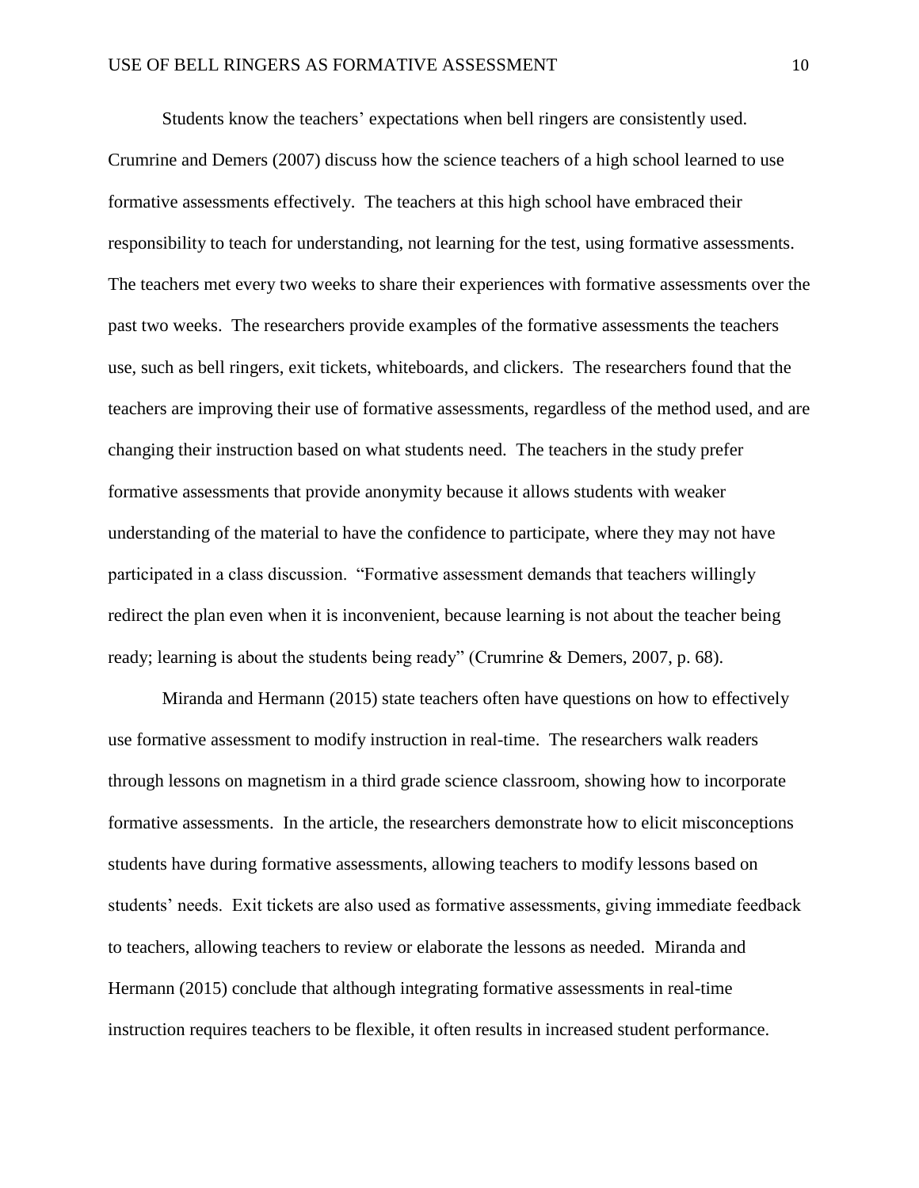Students know the teachers' expectations when bell ringers are consistently used. Crumrine and Demers (2007) discuss how the science teachers of a high school learned to use formative assessments effectively. The teachers at this high school have embraced their responsibility to teach for understanding, not learning for the test, using formative assessments. The teachers met every two weeks to share their experiences with formative assessments over the past two weeks. The researchers provide examples of the formative assessments the teachers use, such as bell ringers, exit tickets, whiteboards, and clickers. The researchers found that the teachers are improving their use of formative assessments, regardless of the method used, and are changing their instruction based on what students need. The teachers in the study prefer formative assessments that provide anonymity because it allows students with weaker understanding of the material to have the confidence to participate, where they may not have participated in a class discussion. "Formative assessment demands that teachers willingly redirect the plan even when it is inconvenient, because learning is not about the teacher being ready; learning is about the students being ready" (Crumrine & Demers, 2007, p. 68).

Miranda and Hermann (2015) state teachers often have questions on how to effectively use formative assessment to modify instruction in real-time. The researchers walk readers through lessons on magnetism in a third grade science classroom, showing how to incorporate formative assessments. In the article, the researchers demonstrate how to elicit misconceptions students have during formative assessments, allowing teachers to modify lessons based on students' needs. Exit tickets are also used as formative assessments, giving immediate feedback to teachers, allowing teachers to review or elaborate the lessons as needed. Miranda and Hermann (2015) conclude that although integrating formative assessments in real-time instruction requires teachers to be flexible, it often results in increased student performance.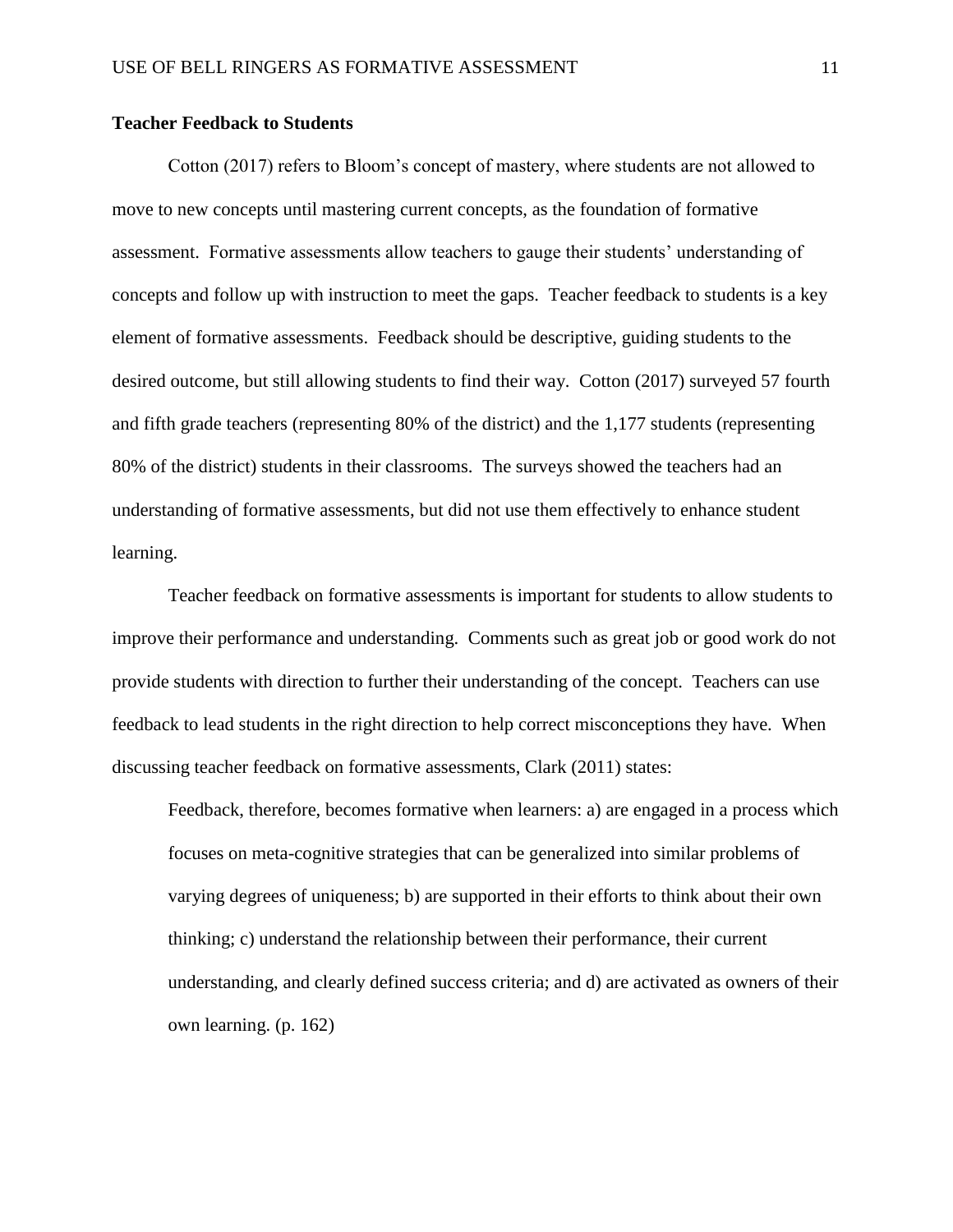## Teacher Feedback to Students

Cotton (2017) refers to Bloom's concept of mastery, where students are not allowed to move to new concepts until mastering current concepts, as the foundation of formative assessment. Formative assessments allow teachers to gauge their students' understanding of concepts and follow up with instruction to meet the gaps. Teacher feedback to students is a key element of formative assessments. Feedback should be descriptive, guiding students to the desired outcome, but still allowing students to find their way. Cotton (2017) surveyed 57 fourth and fifth grade teachers (representing 80% of the district) and the 1,177 students (representing 80% of the district) students in their classrooms. The surveys showed the teachers had an understanding of formative assessments, but did not use them effectively to enhance student learning.

Teacher feedback on formative assessments is important for students to allow students to improve their performance and understanding. Comments such as great job or good work do not provide students with direction to further their understanding of the concept. Teachers can use feedback to lead students in the right direction to help correct misconceptions they have. When discussing teacher feedback on formative assessments, Clark (2011) states:

> Feedback, therefore, becomes formative when learners: a) are engaged in a process which focuses on meta-cognitive strategies that can be generalized into similar problems of varying degrees of uniqueness; b) are supported in their efforts to think about their own thinking; c) understand the relationship between their performance, their current understanding, and clearly defined success criteria; and d) are activated as owners of their own learning. (p. 162)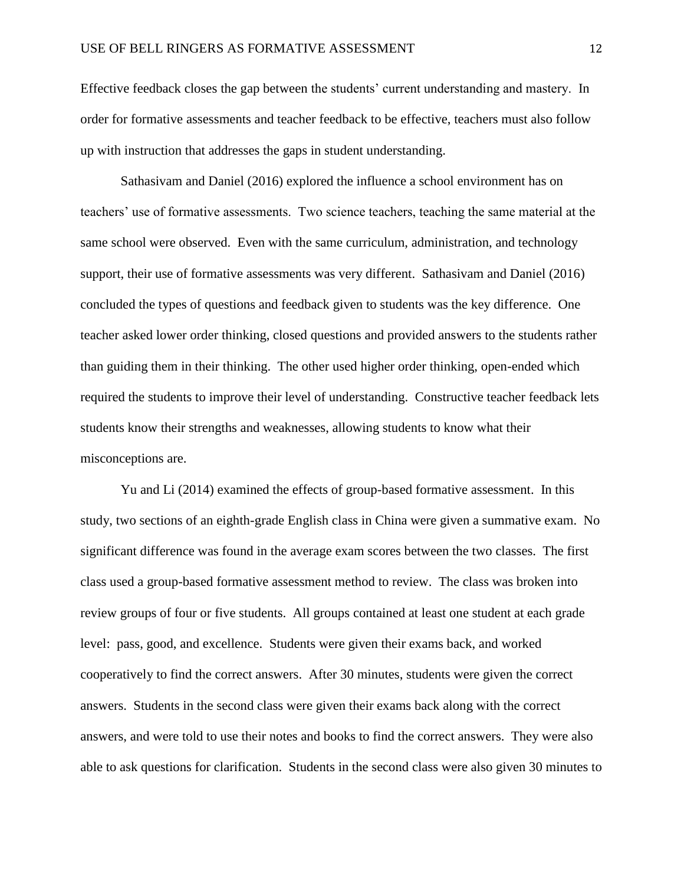Effective feedback closes the gap between the students' current understanding and mastery. In order for formative assessments and teacher feedback to be effective, teachers must also follow up with instruction that addresses the gaps in student understanding.

Sathasivam and Daniel (2016) explored the influence a school environment has on teachers' use of formative assessments. Two science teachers, teaching the same material at the same school were observed. Even with the same curriculum, administration, and technology support, their use of formative assessments was very different. Sathasivam and Daniel (2016) concluded the types of questions and feedback given to students was the key difference. One teacher asked lower order thinking, closed questions and provided answers to the students rather than guiding them in their thinking. The other used higher order thinking, open-ended which required the students to improve their level of understanding. Constructive teacher feedback lets students know their strengths and weaknesses, allowing students to know what their misconceptions are.

Yu and Li (2014) examined the effects of group-based formative assessment. In this study, two sections of an eighth-grade English class in China were given a summative exam. No significant difference was found in the average exam scores between the two classes. The first class used a group-based formative assessment method to review. The class was broken into review groups of four or five students. All groups contained at least one student at each grade level: pass, good, and excellence. Students were given their exams back, and worked cooperatively to find the correct answers. After 30 minutes, students were given the correct answers. Students in the second class were given their exams back along with the correct answers, and were told to use their notes and books to find the correct answers. They were also able to ask questions for clarification. Students in the second class were also given 30 minutes to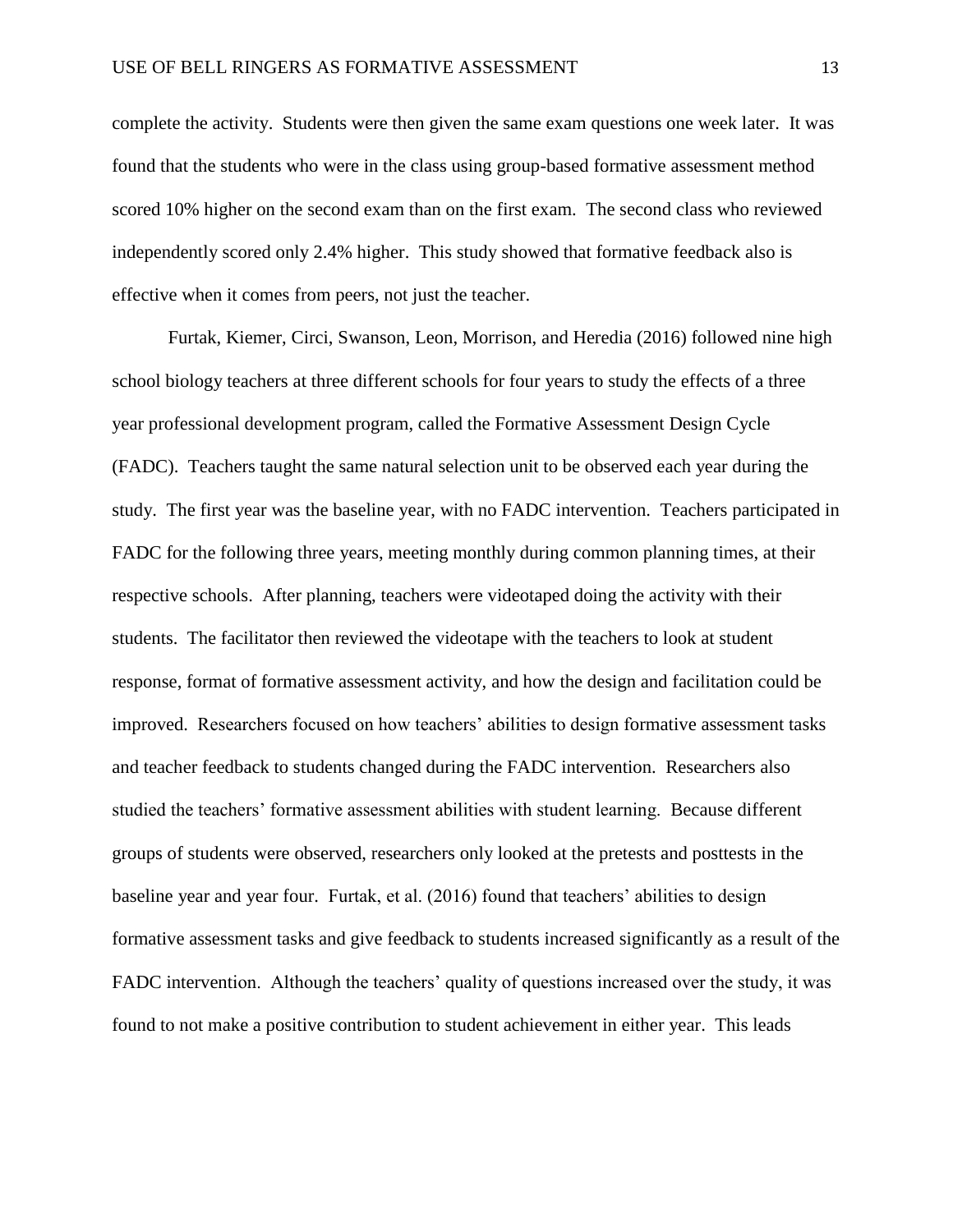complete the activity. Students were then given the same exam questions one week later. It was found that the students who were in the class using group-based formative assessment method scored 10% higher on the second exam than on the first exam. The second class who reviewed independently scored only 2.4% higher. This study showed that formative feedback also is effective when it comes from peers, not just the teacher.

Furtak, Kiemer, Circi, Swanson, Leon, Morrison, and Heredia (2016) followed nine high school biology teachers at three different schools for four years to study the effects of a three year professional development program, called the Formative Assessment Design Cycle (FADC). Teachers taught the same natural selection unit to be observed each year during the study. The first year was the baseline year, with no FADC intervention. Teachers participated in FADC for the following three years, meeting monthly during common planning times, at their respective schools. After planning, teachers were videotaped doing the activity with their students. The facilitator then reviewed the videotape with the teachers to look at student response, format of formative assessment activity, and how the design and facilitation could be improved. Researchers focused on how teachers' abilities to design formative assessment tasks and teacher feedback to students changed during the FADC intervention. Researchers also studied the teachers' formative assessment abilities with student learning. Because different groups of students were observed, researchers only looked at the pretests and posttests in the baseline year and year four. Furtak, et al. (2016) found that teachers' abilities to design formative assessment tasks and give feedback to students increased significantly as a result of the FADC intervention. Although the teachers' quality of questions increased over the study, it was found to not make a positive contribution to student achievement in either year. This leads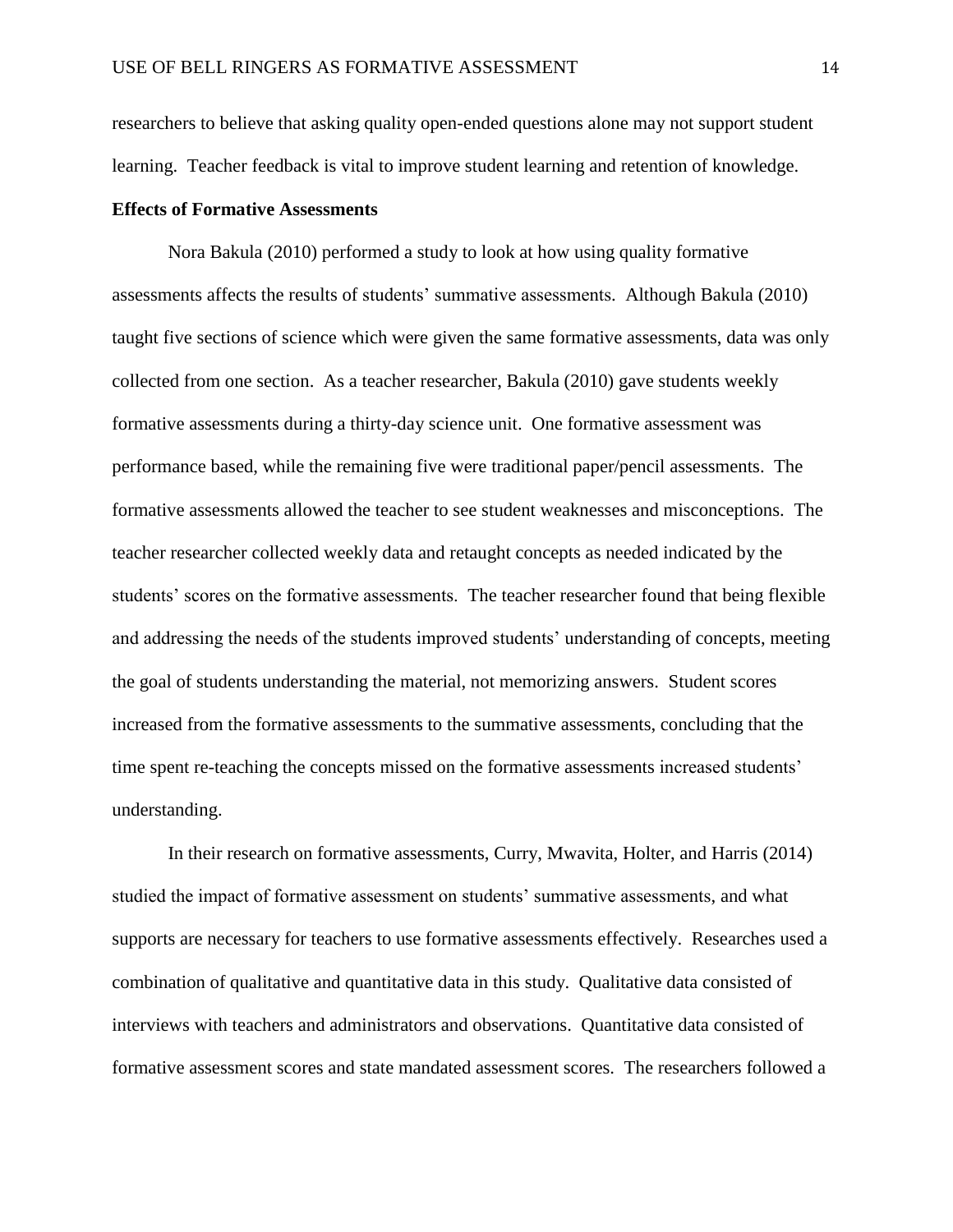researchers to believe that asking quality open-ended questions alone may not support student learning. Teacher feedback is vital to improve student learning and retention of knowledge.

**Effects of Formative Assessments**

Nora Bakula (2010) performed a study to look at how using quality formative assessments affects the results of students' summative assessments. Although Bakula (2010) taught five sections of science which were given the same formative assessments, data was only collected from one section. As a teacher researcher, Bakula (2010) gave students weekly formative assessments during a thirty-day science unit. One formative assessment was performance based, while the remaining five were traditional paper/pencil assessments. The formative assessments allowed the teacher to see student weaknesses and misconceptions. The teacher researcher collected weekly data and retaught concepts as needed indicated by the students' scores on the formative assessments. The teacher researcher found that being flexible and addressing the needs of the students improved students' understanding of concepts, meeting the goal of students understanding the material, not memorizing answers. Student scores increased from the formative assessments to the summative assessments, concluding that the time spent re-teaching the concepts missed on the formative assessments increased students' understanding.

In their research on formative assessments, Curry, Mwavita, Holter, and Harris (2014) studied the impact of formative assessment on students' summative assessments, and what supports are necessary for teachers to use formative assessments effectively. Researches used a combination of qualitative and quantitative data in this study. Qualitative data consisted of interviews with teachers and administrators and observations. Quantitative data consisted of formative assessment scores and state mandated assessment scores. The researchers followed a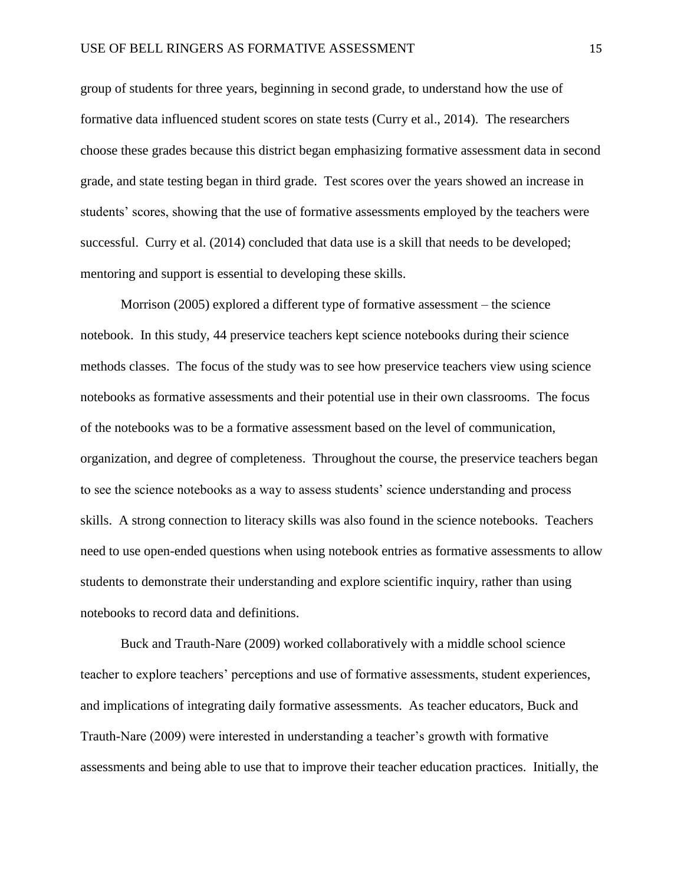group of students for three years, beginning in second grade, to understand how the use of formative data influenced student scores on state tests (Curry et al., 2014). The researchers choose these grades because this district began emphasizing formative assessment data in second grade, and state testing began in third grade. Test scores over the years showed an increase in students' scores, showing that the use of formative assessments employed by the teachers were successful. Curry et al. (2014) concluded that data use is a skill that needs to be developed; mentoring and support is essential to developing these skills.

Morrison (2005) explored a different type of formative assessment – the science notebook. In this study, 44 preservice teachers kept science notebooks during their science methods classes. The focus of the study was to see how preservice teachers view using science notebooks as formative assessments and their potential use in their own classrooms. The focus of the notebooks was to be a formative assessment based on the level of communication, organization, and degree of completeness. Throughout the course, the preservice teachers began to see the science notebooks as a way to assess students' science understanding and process skills. A strong connection to literacy skills was also found in the science notebooks. Teachers need to use open-ended questions when using notebook entries as formative assessments to allow students to demonstrate their understanding and explore scientific inquiry, rather than using notebooks to record data and definitions.

Buck and Trauth-Nare (2009) worked collaboratively with a middle school science teacher to explore teachers' perceptions and use of formative assessments, student experiences, and implications of integrating daily formative assessments. As teacher educators, Buck and Trauth-Nare (2009) were interested in understanding a teacher's growth with formative assessments and being able to use that to improve their teacher education practices. Initially, the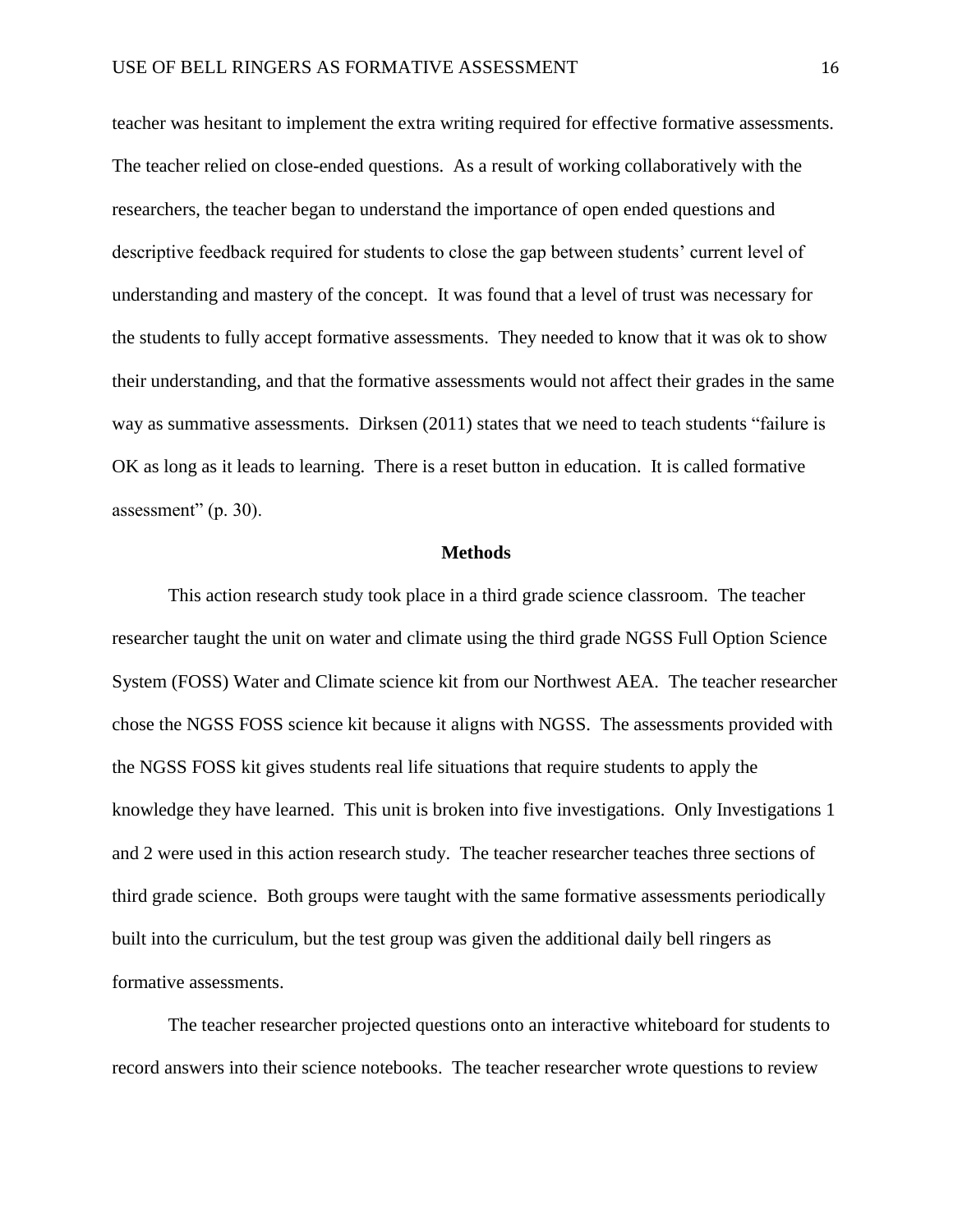teacher was hesitant to implement the extra writing required for effective formative assessments. The teacher relied on close-ended questions. As a result of working collaboratively with the researchers, the teacher began to understand the importance of open ended questions and descriptive feedback required for students to close the gap between students' current level of understanding and mastery of the concept. It was found that a level of trust was necessary for the students to fully accept formative assessments. They needed to know that it was ok to show their understanding, and that the formative assessments would not affect their grades in the same way as summative assessments. Dirksen (2011) states that we need to teach students "failure is OK as long as it leads to learning. There is a reset button in education. It is called formative assessment" (p. 30).

## Methods

This action research study took place in a third grade science classroom. The teacher researcher taught the unit on water and climate using the third grade NGSS Full Option Science System (FOSS) Water and Climate science kit from our Northwest AEA. The teacher researcher chose the NGSS FOSS science kit because it aligns with NGSS. The assessments provided with the NGSS FOSS kit gives students real life situations that require students to apply the knowledge they have learned. This unit is broken into five investigations. Only Investigations 1 and 2 were used in this action research study. The teacher researcher teaches three sections of third grade science. Both groups were taught with the same formative assessments periodically built into the curriculum, but the test group was given the additional daily bell ringers as formative assessments.

The teacher researcher projected questions onto an interactive whiteboard for students to record answers into their science notebooks. The teacher researcher wrote questions to review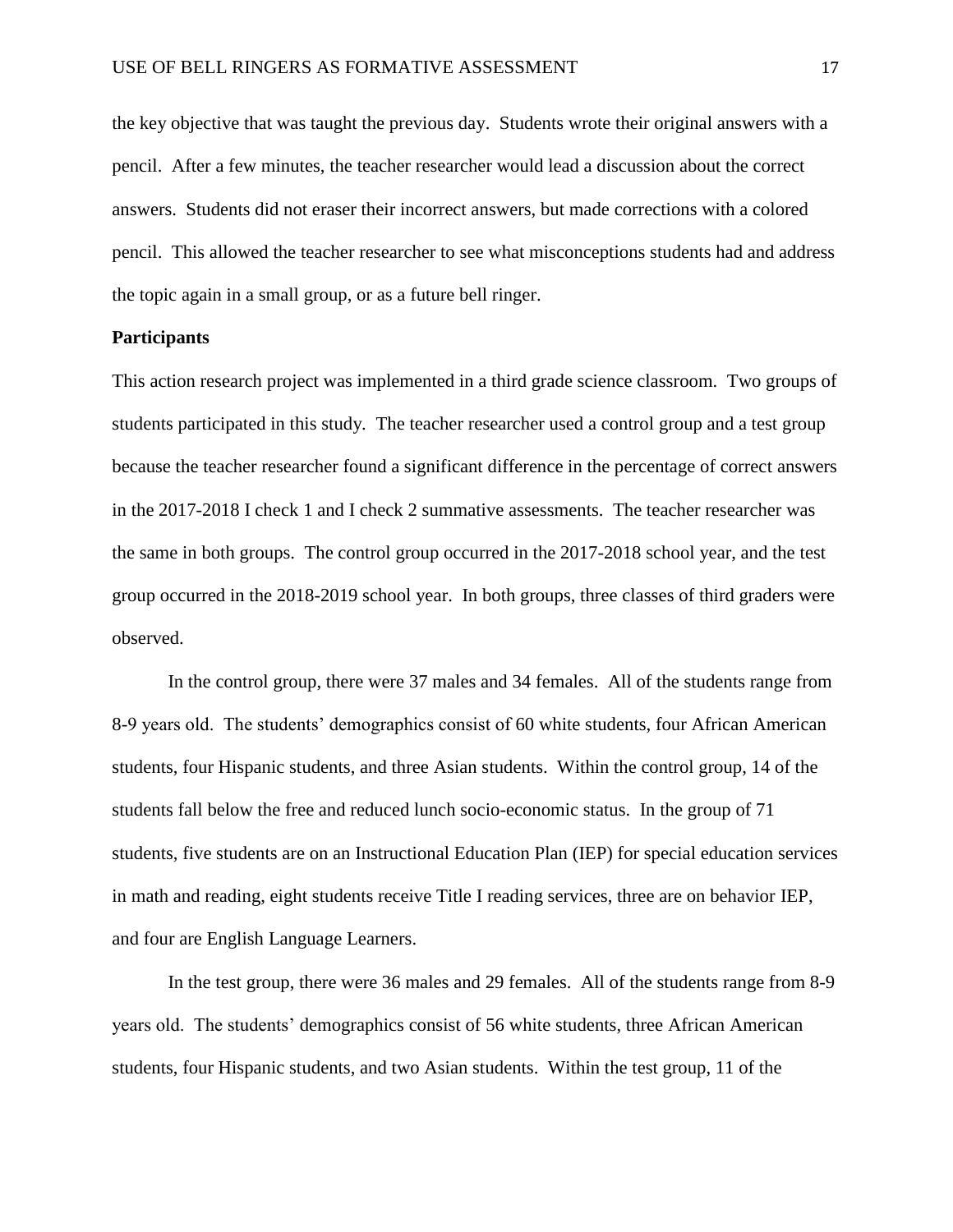the key objective that was taught the previous day. Students wrote their original answers with a pencil. After a few minutes, the teacher researcher would lead a discussion about the correct answers. Students did not eraser their incorrect answers, but made corrections with a colored pencil. This allowed the teacher researcher to see what misconceptions students had and address the topic again in a small group, or as a future bell ringer.

**Participants**

This action research project was implemented in a third grade science classroom. Two groups of students participated in this study. The teacher researcher used a control group and a test group because the teacher researcher found a significant difference in the percentage of correct answers in the 2017-2018 I check 1 and I check 2 summative assessments. The teacher researcher was the same in both groups. The control group occurred in the 2017-2018 school year, and the test group occurred in the 2018-2019 school year. In both groups, three classes of third graders were observed.

In the control group, there were 37 males and 34 females. All of the students range from 8-9 years old. The students' demographics consist of 60 white students, four African American students, four Hispanic students, and three Asian students. Within the control group, 14 of the students fall below the free and reduced lunch socio-economic status. In the group of 71 students, five students are on an Instructional Education Plan (IEP) for special education services in math and reading, eight students receive Title I reading services, three are on behavior IEP, and four are English Language Learners.

In the test group, there were 36 males and 29 females. All of the students range from 8-9 years old. The students' demographics consist of 56 white students, three African American students, four Hispanic students, and two Asian students. Within the test group, 11 of the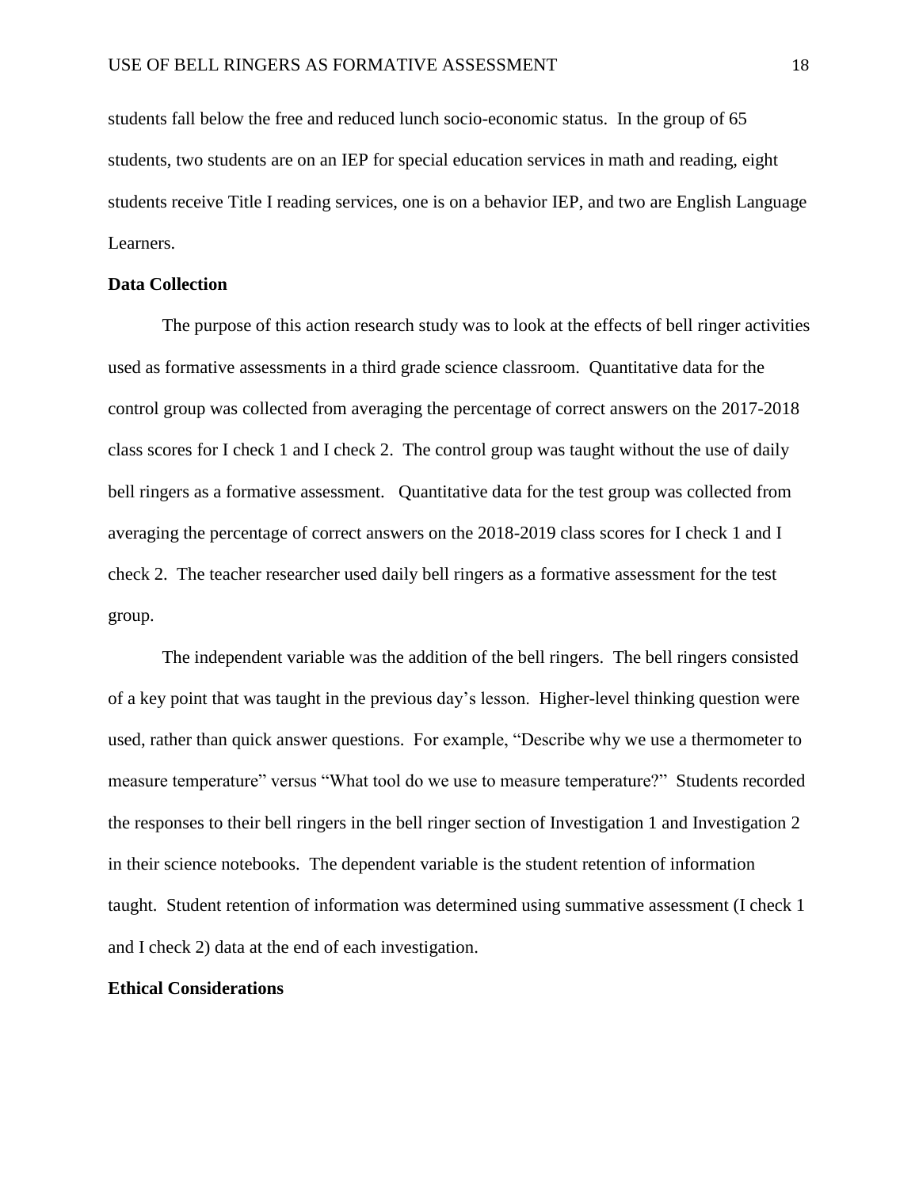students fall below the free and reduced lunch socio-economic status. In the group of 65 students, two students are on an IEP for special education services in math and reading, eight students receive Title I reading services, one is on a behavior IEP, and two are English Language Learners.

**Data Collection**

The purpose of this action research study was to look at the effects of bell ringer activities used as formative assessments in a third grade science classroom. Quantitative data for the control group was collected from averaging the percentage of correct answers on the 2017-2018 class scores for I check 1 and I check 2. The control group was taught without the use of daily bell ringers as a formative assessment. Quantitative data for the test group was collected from averaging the percentage of correct answers on the 2018-2019 class scores for I check 1 and I check 2. The teacher researcher used daily bell ringers as a formative assessment for the test group.

The independent variable was the addition of the bell ringers. The bell ringers consisted of a key point that was taught in the previous day's lesson. Higher-level thinking question were used, rather than quick answer questions. For example, "Describe why we use a thermometer to measure temperature" versus "What tool do we use to measure temperature?" Students recorded the responses to their bell ringers in the bell ringer section of Investigation 1 and Investigation 2 in their science notebooks. The dependent variable is the student retention of information taught. Student retention of information was determined using summative assessment (I check 1 and I check 2) data at the end of each investigation.

**Ethical Considerations**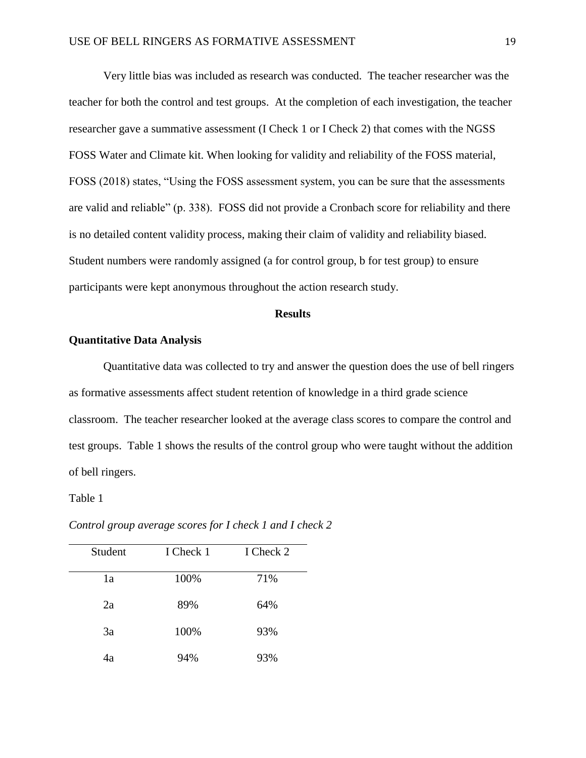Very little bias was included as research was conducted. The teacher researcher was the teacher for both the control and test groups. At the completion of each investigation, the teacher researcher gave a summative assessment (I Check 1 or I Check 2) that comes with the NGSS FOSS Water and Climate kit. When looking for validity and reliability of the FOSS material, FOSS (2018) states, "Using the FOSS assessment system, you can be sure that the assessments are valid and reliable" (p. 338). FOSS did not provide a Cronbach score for reliability and there is no detailed content validity process, making their claim of validity and reliability biased. Student numbers were randomly assigned (a for control group, b for test group) to ensure participants were kept anonymous throughout the action research study.

## Results

### Quantitative Data Analysis

Quantitative data was collected to try and answer the question does the use of bell ringers as formative assessments affect student retention of knowledge in a third grade science classroom. The teacher researcher looked at the average class scores to compare the control and test groups. Table 1 shows the results of the control group who were taught without the addition of bell ringers.

Table 1

*Control group average scores for I check 1 and I check 2*

| Student | I Check 1 | I Check 2 |
|---|---|---|
| 1a | 100% | 71% |
| 2a | 89% | 64% |
| 3a | 100% | 93% |
| 4a | 94% | 93% |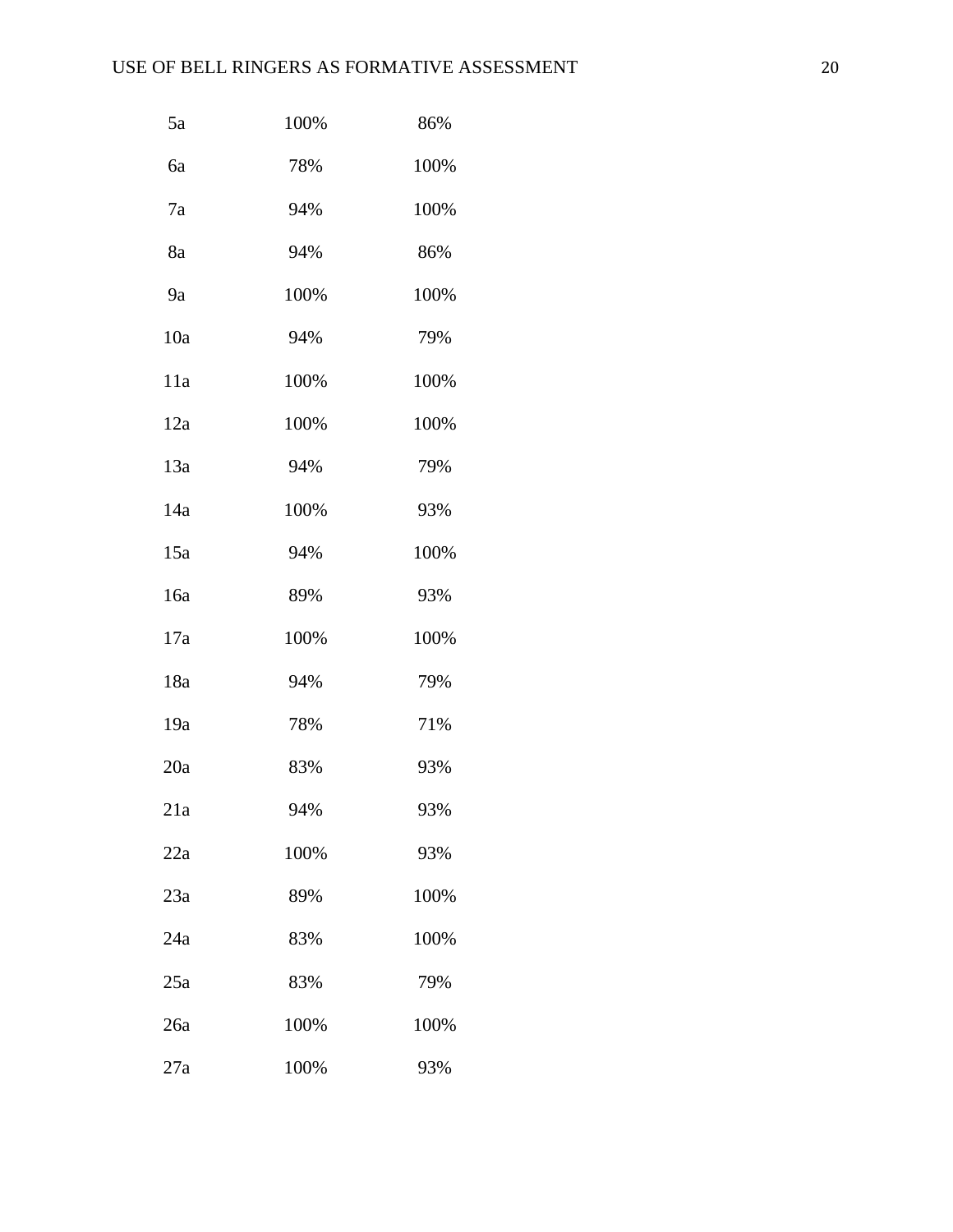| | | |
|---|---|---|
| 5a | 100% | 86% |
| 6a | 78% | 100% |
| 7a | 94% | 100% |
| 8a | 94% | 86% |
| 9a | 100% | 100% |
| 10a | 94% | 79% |
| 11a | 100% | 100% |
| 12a | 100% | 100% |
| 13a | 94% | 79% |
| 14a | 100% | 93% |
| 15a | 94% | 100% |
| 16a | 89% | 93% |
| 17a | 100% | 100% |
| 18a | 94% | 79% |
| 19a | 78% | 71% |
| 20a | 83% | 93% |
| 21a | 94% | 93% |
| 22a | 100% | 93% |
| 23a | 89% | 100% |
| 24a | 83% | 100% |
| 25a | 83% | 79% |
| 26a | 100% | 100% |
| 27a | 100% | 93% |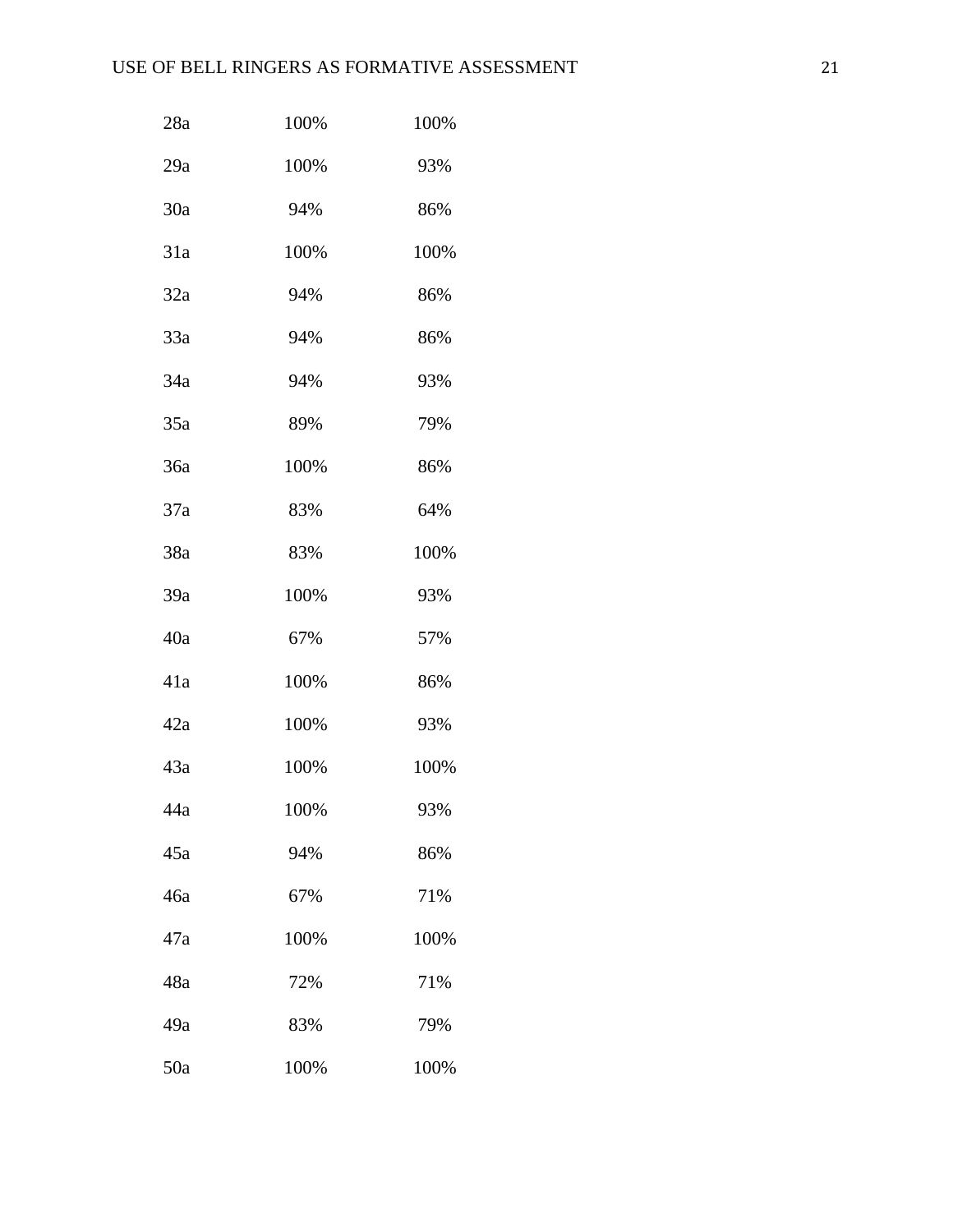| 28a | 100% | 100% |
|---|---|---|
| 29a | 100% | 93% |
| 30a | 94% | 86% |
| 31a | 100% | 100% |
| 32a | 94% | 86% |
| 33a | 94% | 86% |
| 34a | 94% | 93% |
| 35a | 89% | 79% |
| 36a | 100% | 86% |
| 37a | 83% | 64% |
| 38a | 83% | 100% |
| 39a | 100% | 93% |
| 40a | 67% | 57% |
| 41a | 100% | 86% |
| 42a | 100% | 93% |
| 43a | 100% | 100% |
| 44a | 100% | 93% |
| 45a | 94% | 86% |
| 46a | 67% | 71% |
| 47a | 100% | 100% |
| 48a | 72% | 71% |
| 49a | 83% | 79% |
| 50a | 100% | 100% |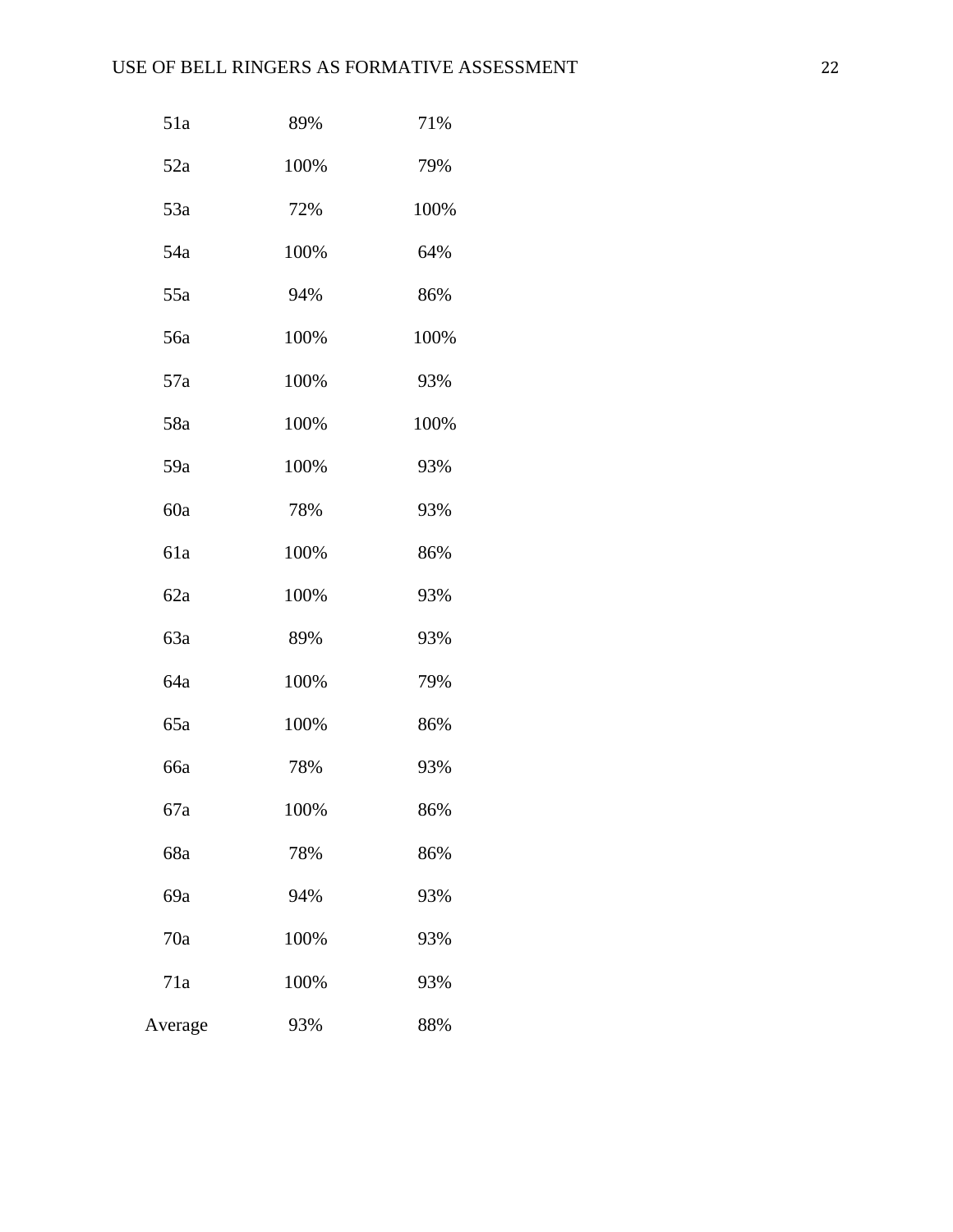| | | |
|---|---|---|
| 51a | 89% | 71% |
| 52a | 100% | 79% |
| 53a | 72% | 100% |
| 54a | 100% | 64% |
| 55a | 94% | 86% |
| 56a | 100% | 100% |
| 57a | 100% | 93% |
| 58a | 100% | 100% |
| 59a | 100% | 93% |
| 60a | 78% | 93% |
| 61a | 100% | 86% |
| 62a | 100% | 93% |
| 63a | 89% | 93% |
| 64a | 100% | 79% |
| 65a | 100% | 86% |
| 66a | 78% | 93% |
| 67a | 100% | 86% |
| 68a | 78% | 86% |
| 69a | 94% | 93% |
| 70a | 100% | 93% |
| 71a | 100% | 93% |
| Average | 93% | 88% |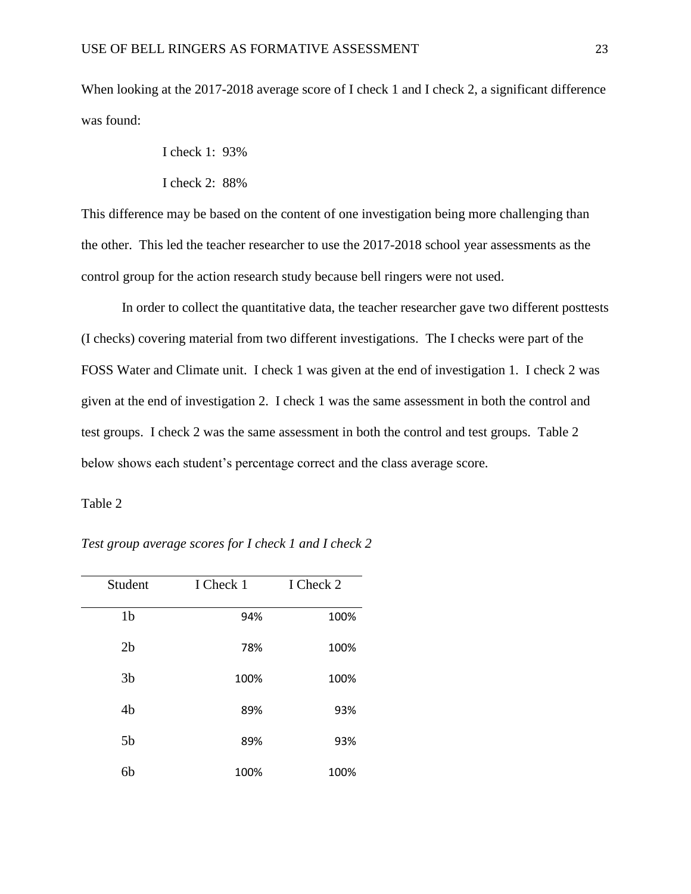When looking at the 2017-2018 average score of I check 1 and I check 2, a significant difference was found:

I check 1: 93%

I check 2: 88%

This difference may be based on the content of one investigation being more challenging than the other. This led the teacher researcher to use the 2017-2018 school year assessments as the control group for the action research study because bell ringers were not used.

In order to collect the quantitative data, the teacher researcher gave two different posttests (I checks) covering material from two different investigations. The I checks were part of the FOSS Water and Climate unit. I check 1 was given at the end of investigation 1. I check 2 was given at the end of investigation 2. I check 1 was the same assessment in both the control and test groups. I check 2 was the same assessment in both the control and test groups. Table 2 below shows each student's percentage correct and the class average score.

Table 2

*Test group average scores for I check 1 and I check 2*

| Student | I Check 1 | I Check 2 |
|---|---|---|
| 1b | 94% | 100% |
| 2b | 78% | 100% |
| 3b | 100% | 100% |
| 4b | 89% | 93% |
| 5b | 89% | 93% |
| 6b | 100% | 100% |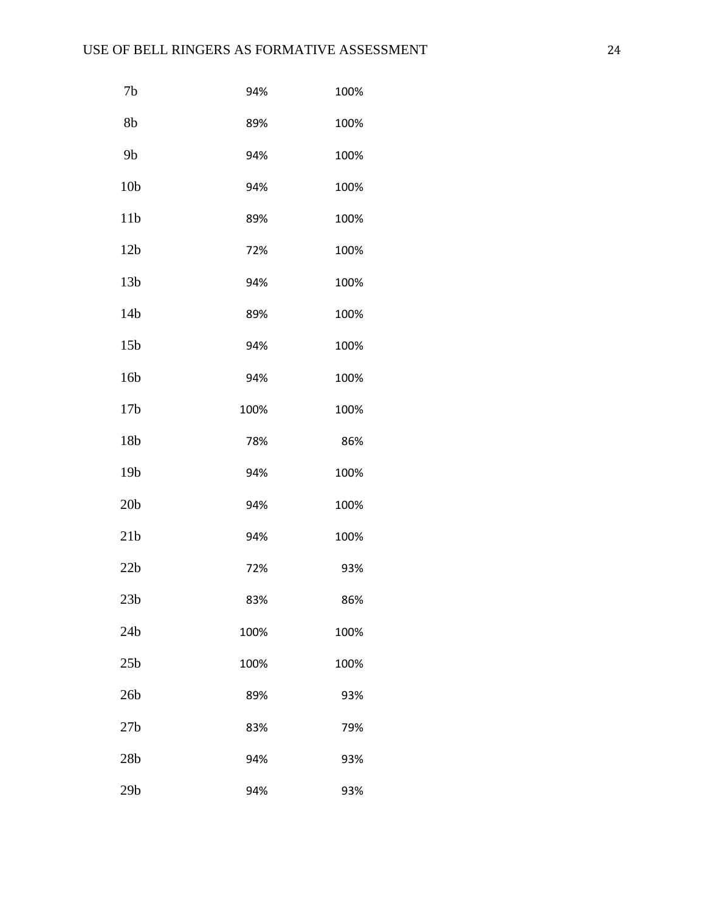| | | |
|---|---|---|
| 7b | 94% | 100% |
| 8b | 89% | 100% |
| 9b | 94% | 100% |
| 10b | 94% | 100% |
| 11b | 89% | 100% |
| 12b | 72% | 100% |
| 13b | 94% | 100% |
| 14b | 89% | 100% |
| 15b | 94% | 100% |
| 16b | 94% | 100% |
| 17b | 100% | 100% |
| 18b | 78% | 86% |
| 19b | 94% | 100% |
| 20b | 94% | 100% |
| 21b | 94% | 100% |
| 22b | 72% | 93% |
| 23b | 83% | 86% |
| 24b | 100% | 100% |
| 25b | 100% | 100% |
| 26b | 89% | 93% |
| 27b | 83% | 79% |
| 28b | 94% | 93% |
| 29b | 94% | 93% |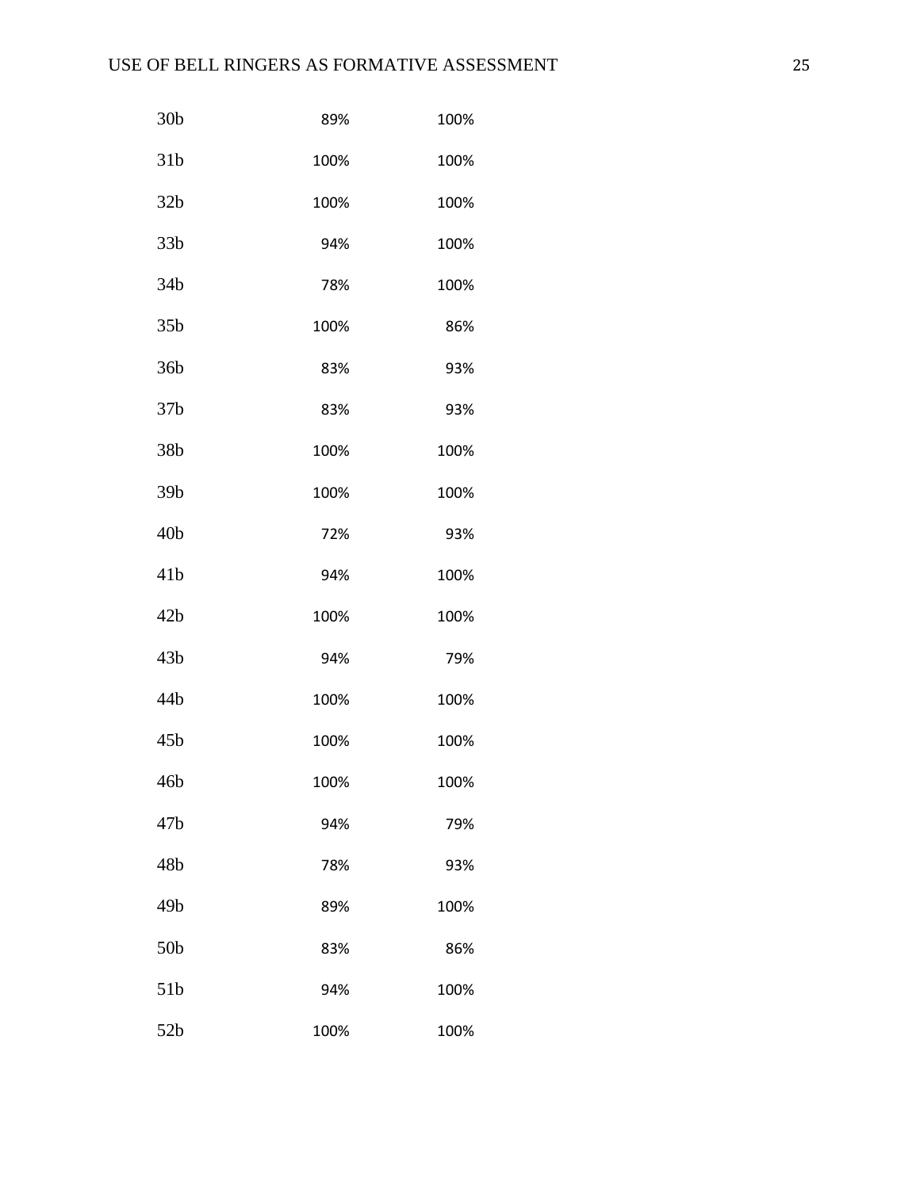| | | |
|---|---|---|
| 30b | 89% | 100% |
| 31b | 100% | 100% |
| 32b | 100% | 100% |
| 33b | 94% | 100% |
| 34b | 78% | 100% |
| 35b | 100% | 86% |
| 36b | 83% | 93% |
| 37b | 83% | 93% |
| 38b | 100% | 100% |
| 39b | 100% | 100% |
| 40b | 72% | 93% |
| 41b | 94% | 100% |
| 42b | 100% | 100% |
| 43b | 94% | 79% |
| 44b | 100% | 100% |
| 45b | 100% | 100% |
| 46b | 100% | 100% |
| 47b | 94% | 79% |
| 48b | 78% | 93% |
| 49b | 89% | 100% |
| 50b | 83% | 86% |
| 51b | 94% | 100% |
| 52b | 100% | 100% |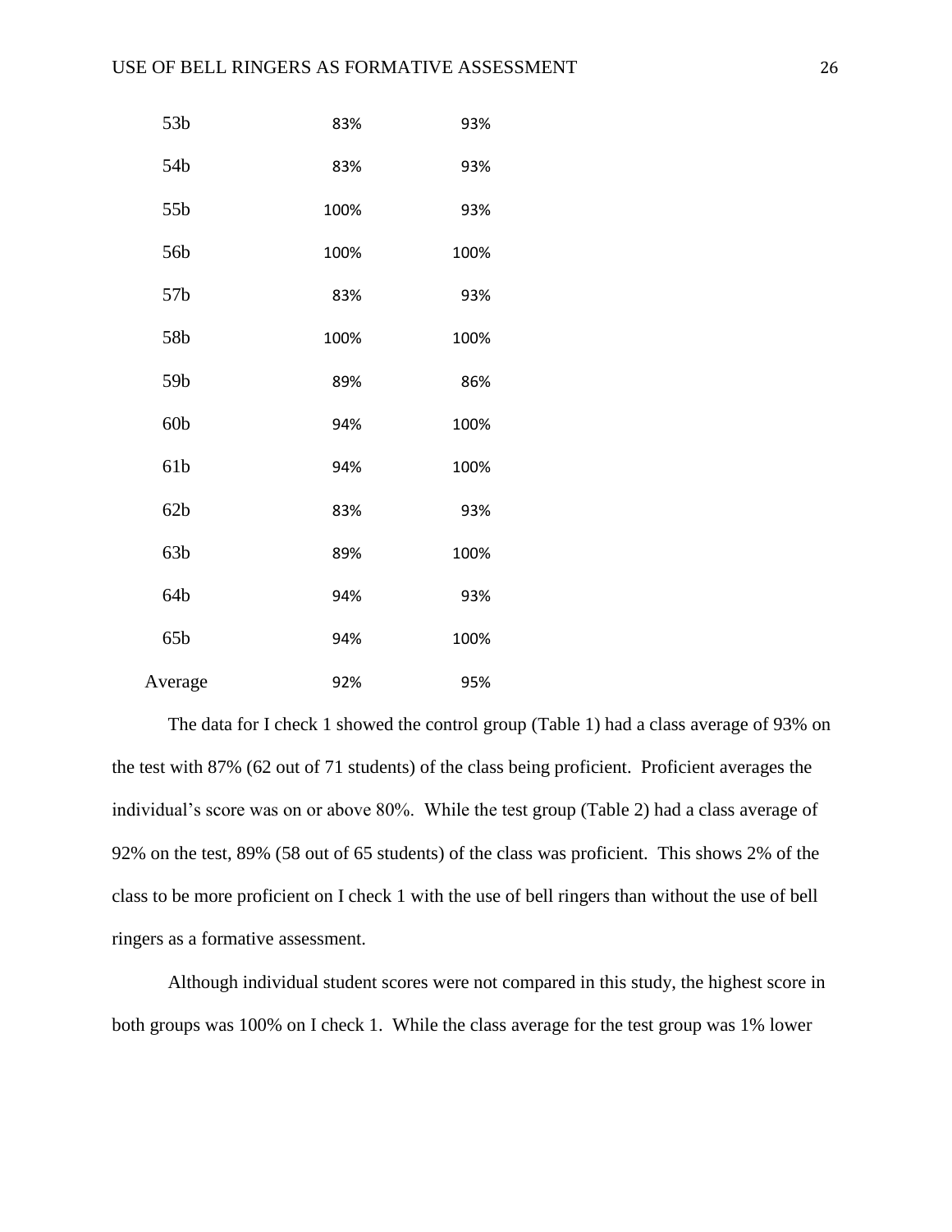| | | |
|---|---|---|
| 53b | 83% | 93% |
| 54b | 83% | 93% |
| 55b | 100% | 93% |
| 56b | 100% | 100% |
| 57b | 83% | 93% |
| 58b | 100% | 100% |
| 59b | 89% | 86% |
| 60b | 94% | 100% |
| 61b | 94% | 100% |
| 62b | 83% | 93% |
| 63b | 89% | 100% |
| 64b | 94% | 93% |
| 65b | 94% | 100% |
| Average | 92% | 95% |

The data for I check 1 showed the control group (Table 1) had a class average of 93% on the test with 87% (62 out of 71 students) of the class being proficient. Proficient averages the individual's score was on or above 80%. While the test group (Table 2) had a class average of 92% on the test, 89% (58 out of 65 students) of the class was proficient. This shows 2% of the class to be more proficient on I check 1 with the use of bell ringers than without the use of bell ringers as a formative assessment.

Although individual student scores were not compared in this study, the highest score in both groups was 100% on I check 1. While the class average for the test group was 1% lower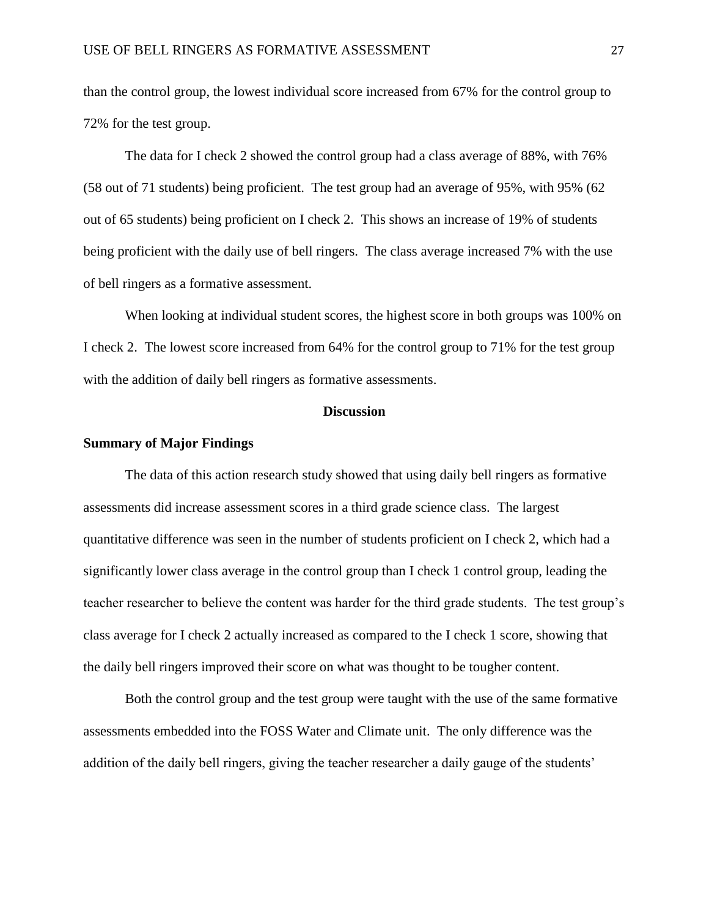than the control group, the lowest individual score increased from 67% for the control group to 72% for the test group.

The data for I check 2 showed the control group had a class average of 88%, with 76% (58 out of 71 students) being proficient. The test group had an average of 95%, with 95% (62 out of 65 students) being proficient on I check 2. This shows an increase of 19% of students being proficient with the daily use of bell ringers. The class average increased 7% with the use of bell ringers as a formative assessment.

When looking at individual student scores, the highest score in both groups was 100% on I check 2. The lowest score increased from 64% for the control group to 71% for the test group with the addition of daily bell ringers as formative assessments.

## Discussion

### Summary of Major Findings

The data of this action research study showed that using daily bell ringers as formative assessments did increase assessment scores in a third grade science class. The largest quantitative difference was seen in the number of students proficient on I check 2, which had a significantly lower class average in the control group than I check 1 control group, leading the teacher researcher to believe the content was harder for the third grade students. The test group's class average for I check 2 actually increased as compared to the I check 1 score, showing that the daily bell ringers improved their score on what was thought to be tougher content.

Both the control group and the test group were taught with the use of the same formative assessments embedded into the FOSS Water and Climate unit. The only difference was the addition of the daily bell ringers, giving the teacher researcher a daily gauge of the students'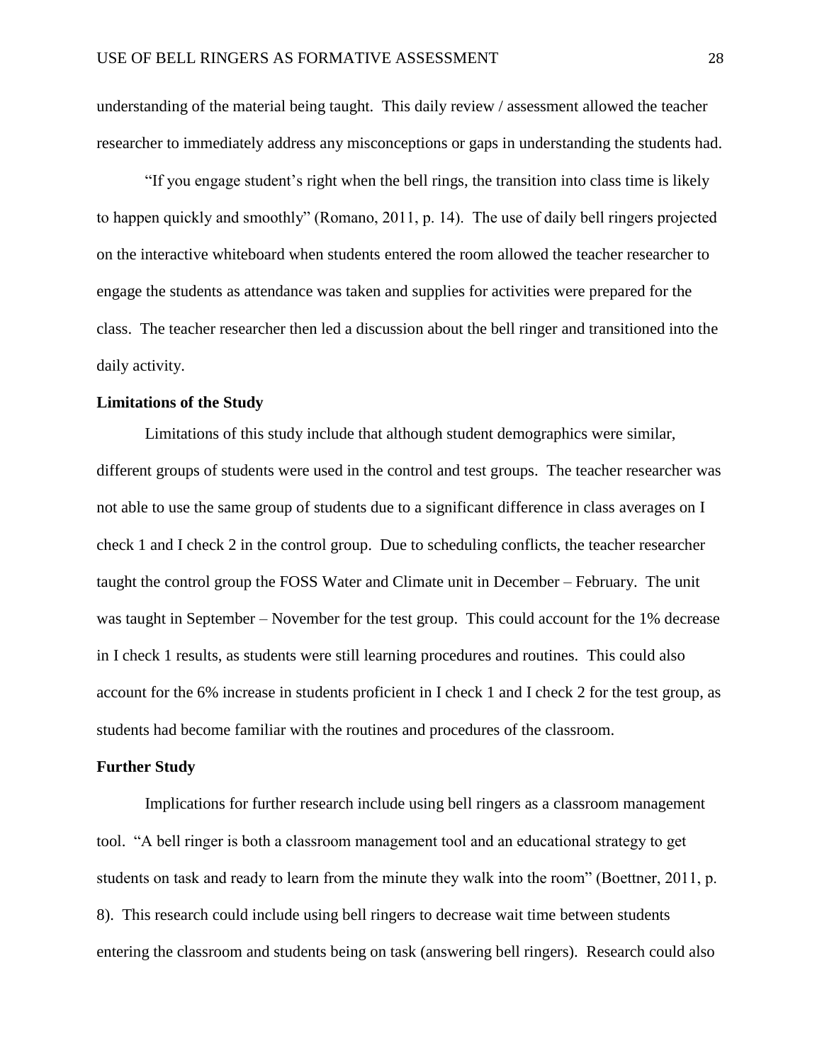understanding of the material being taught. This daily review / assessment allowed the teacher researcher to immediately address any misconceptions or gaps in understanding the students had.

"If you engage student's right when the bell rings, the transition into class time is likely to happen quickly and smoothly" (Romano, 2011, p. 14). The use of daily bell ringers projected on the interactive whiteboard when students entered the room allowed the teacher researcher to engage the students as attendance was taken and supplies for activities were prepared for the class. The teacher researcher then led a discussion about the bell ringer and transitioned into the daily activity.

**Limitations of the Study**

Limitations of this study include that although student demographics were similar, different groups of students were used in the control and test groups. The teacher researcher was not able to use the same group of students due to a significant difference in class averages on I check 1 and I check 2 in the control group. Due to scheduling conflicts, the teacher researcher taught the control group the FOSS Water and Climate unit in December – February. The unit was taught in September – November for the test group. This could account for the 1% decrease in I check 1 results, as students were still learning procedures and routines. This could also account for the 6% increase in students proficient in I check 1 and I check 2 for the test group, as students had become familiar with the routines and procedures of the classroom.

**Further Study**

Implications for further research include using bell ringers as a classroom management tool. "A bell ringer is both a classroom management tool and an educational strategy to get students on task and ready to learn from the minute they walk into the room" (Boettner, 2011, p. 8). This research could include using bell ringers to decrease wait time between students entering the classroom and students being on task (answering bell ringers). Research could also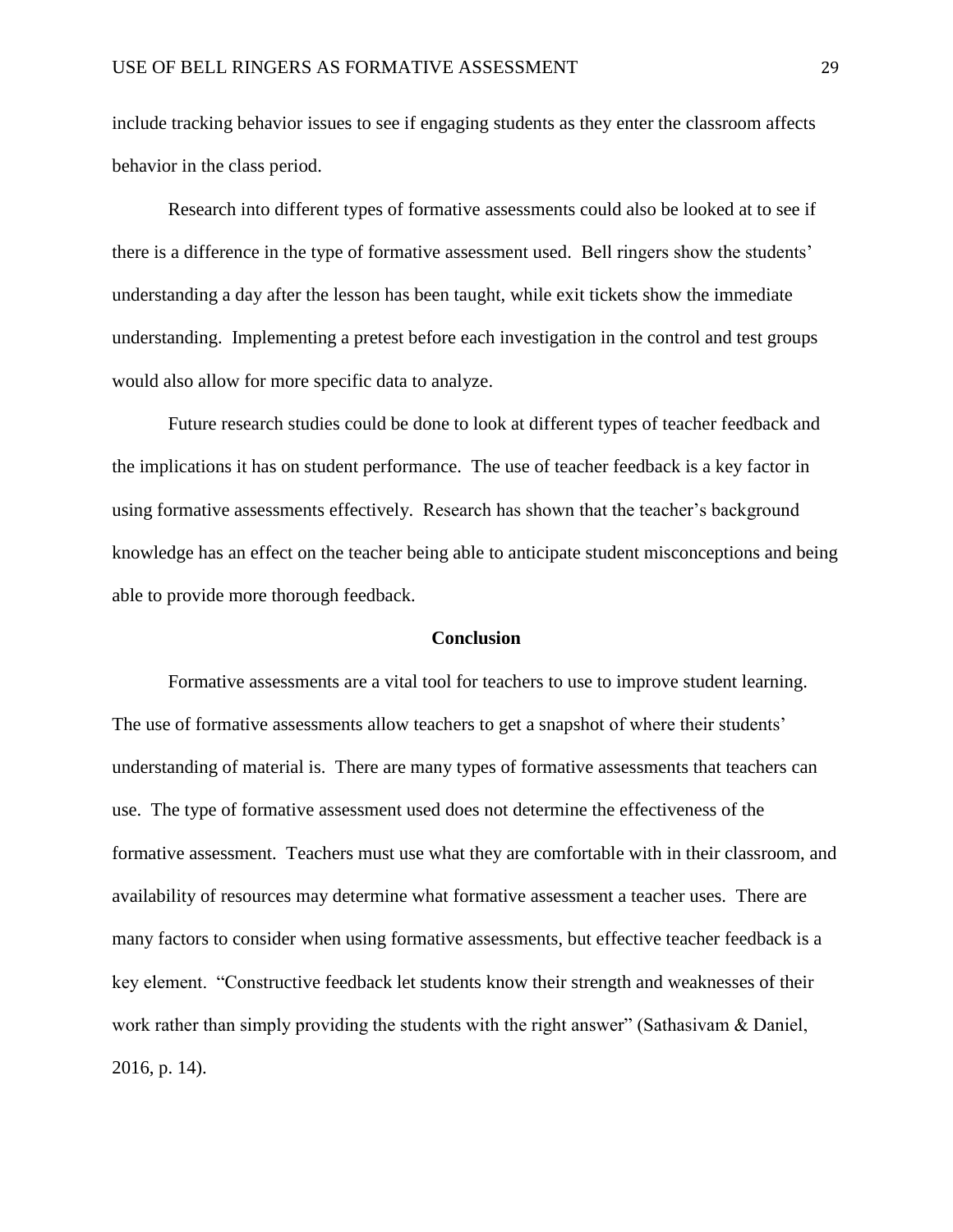include tracking behavior issues to see if engaging students as they enter the classroom affects behavior in the class period.

Research into different types of formative assessments could also be looked at to see if there is a difference in the type of formative assessment used. Bell ringers show the students' understanding a day after the lesson has been taught, while exit tickets show the immediate understanding. Implementing a pretest before each investigation in the control and test groups would also allow for more specific data to analyze.

Future research studies could be done to look at different types of teacher feedback and the implications it has on student performance. The use of teacher feedback is a key factor in using formative assessments effectively. Research has shown that the teacher's background knowledge has an effect on the teacher being able to anticipate student misconceptions and being able to provide more thorough feedback.

## Conclusion

Formative assessments are a vital tool for teachers to use to improve student learning. The use of formative assessments allow teachers to get a snapshot of where their students' understanding of material is. There are many types of formative assessments that teachers can use. The type of formative assessment used does not determine the effectiveness of the formative assessment. Teachers must use what they are comfortable with in their classroom, and availability of resources may determine what formative assessment a teacher uses. There are many factors to consider when using formative assessments, but effective teacher feedback is a key element. "Constructive feedback let students know their strength and weaknesses of their work rather than simply providing the students with the right answer" (Sathasivam & Daniel, 2016, p. 14).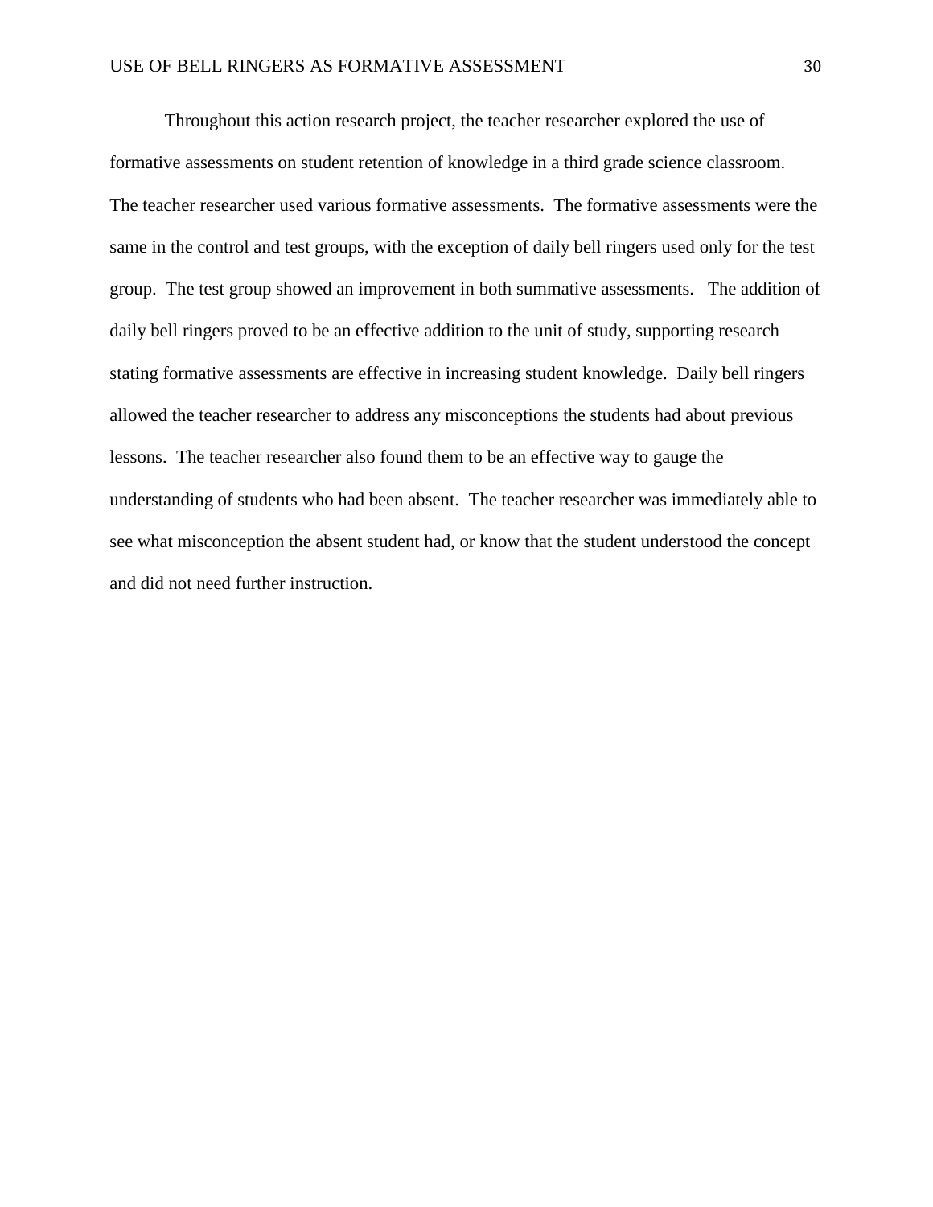Throughout this action research project, the teacher researcher explored the use of formative assessments on student retention of knowledge in a third grade science classroom. The teacher researcher used various formative assessments. The formative assessments were the same in the control and test groups, with the exception of daily bell ringers used only for the test group. The test group showed an improvement in both summative assessments. The addition of daily bell ringers proved to be an effective addition to the unit of study, supporting research stating formative assessments are effective in increasing student knowledge. Daily bell ringers allowed the teacher researcher to address any misconceptions the students had about previous lessons. The teacher researcher also found them to be an effective way to gauge the understanding of students who had been absent. The teacher researcher was immediately able to see what misconception the absent student had, or know that the student understood the concept and did not need further instruction.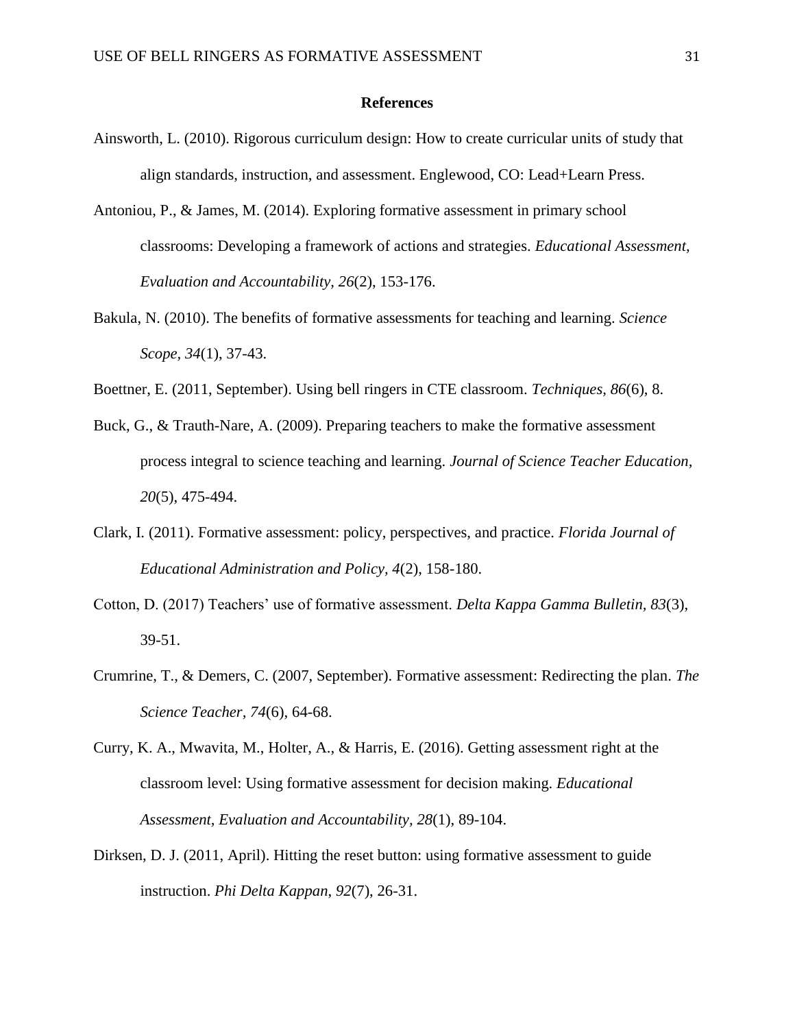**References**

Ainsworth, L. (2010). Rigorous curriculum design: How to create curricular units of study that align standards, instruction, and assessment. Englewood, CO: Lead+Learn Press.

Antoniou, P., & James, M. (2014). Exploring formative assessment in primary school classrooms: Developing a framework of actions and strategies. *Educational Assessment, Evaluation and Accountability*, *26*(2), 153-176.

Bakula, N. (2010). The benefits of formative assessments for teaching and learning. *Science Scope, 34*(1), 37-43.

Boettner, E. (2011, September). Using bell ringers in CTE classroom. *Techniques, 86*(6), 8.

Buck, G., & Trauth-Nare, A. (2009). Preparing teachers to make the formative assessment process integral to science teaching and learning. *Journal of Science Teacher Education, 20*(5), 475-494.

Clark, I. (2011). Formative assessment: policy, perspectives, and practice. *Florida Journal of Educational Administration and Policy, 4*(2), 158-180.

Cotton, D. (2017) Teachers' use of formative assessment. *Delta Kappa Gamma Bulletin, 83*(3), 39-51.

Crumrine, T., & Demers, C. (2007, September). Formative assessment: Redirecting the plan. *The Science Teacher, 74*(6), 64-68.

Curry, K. A., Mwavita, M., Holter, A., & Harris, E. (2016). Getting assessment right at the classroom level: Using formative assessment for decision making. *Educational Assessment, Evaluation and Accountability, 28*(1), 89-104.

Dirksen, D. J. (2011, April). Hitting the reset button: using formative assessment to guide instruction. *Phi Delta Kappan*, *92*(7), 26-31.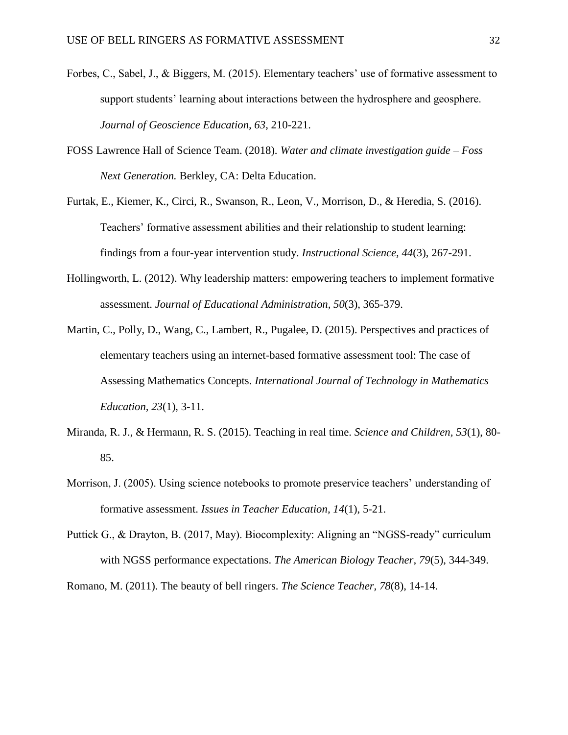Forbes, C., Sabel, J., & Biggers, M. (2015). Elementary teachers' use of formative assessment to support students' learning about interactions between the hydrosphere and geosphere. *Journal of Geoscience Education, 63*, 210-221.

FOSS Lawrence Hall of Science Team. (2018). *Water and climate investigation guide – Foss Next Generation.* Berkley, CA: Delta Education.

Furtak, E., Kiemer, K., Circi, R., Swanson, R., Leon, V., Morrison, D., & Heredia, S. (2016). Teachers' formative assessment abilities and their relationship to student learning: findings from a four-year intervention study. *Instructional Science, 44*(3), 267-291.

Hollingworth, L. (2012). Why leadership matters: empowering teachers to implement formative assessment. *Journal of Educational Administration, 50*(3), 365-379.

Martin, C., Polly, D., Wang, C., Lambert, R., Pugalee, D. (2015). Perspectives and practices of elementary teachers using an internet-based formative assessment tool: The case of Assessing Mathematics Concepts. *International Journal of Technology in Mathematics Education, 23*(1), 3-11.

Miranda, R. J., & Hermann, R. S. (2015). Teaching in real time. *Science and Children, 53*(1), 80-85.

Morrison, J. (2005). Using science notebooks to promote preservice teachers' understanding of formative assessment. *Issues in Teacher Education, 14*(1), 5-21.

Puttick G., & Drayton, B. (2017, May). Biocomplexity: Aligning an "NGSS-ready" curriculum with NGSS performance expectations. *The American Biology Teacher, 79*(5), 344-349.

Romano, M. (2011). The beauty of bell ringers. *The Science Teacher, 78*(8), 14-14.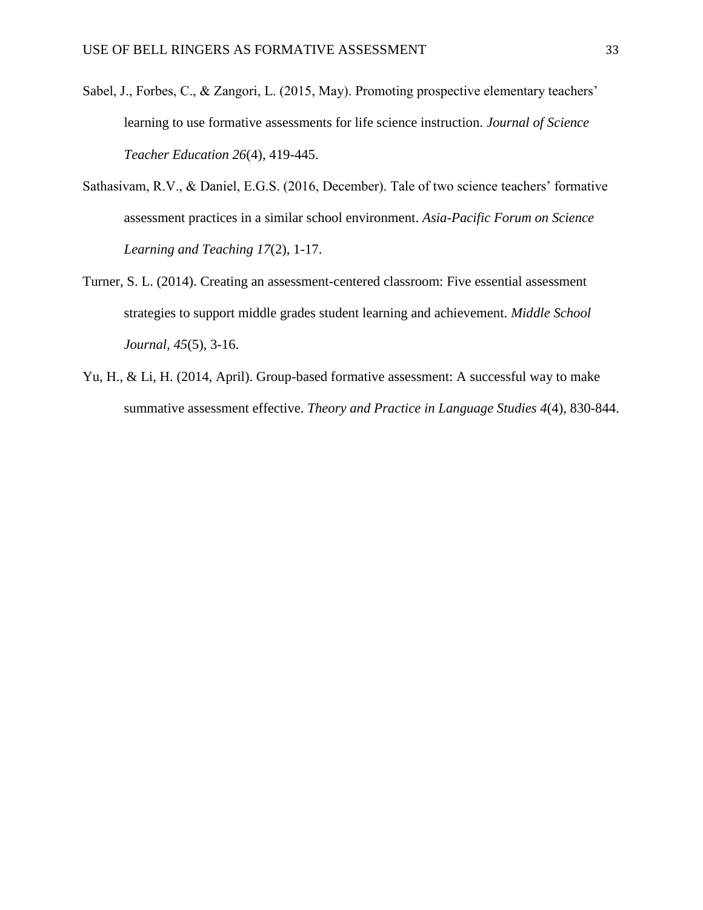Sabel, J., Forbes, C., & Zangori, L. (2015, May). Promoting prospective elementary teachers' learning to use formative assessments for life science instruction. *Journal of Science Teacher Education 26*(4), 419-445.

Sathasivam, R.V., & Daniel, E.G.S. (2016, December). Tale of two science teachers' formative assessment practices in a similar school environment. *Asia-Pacific Forum on Science Learning and Teaching 17*(2), 1-17.

Turner, S. L. (2014). Creating an assessment-centered classroom: Five essential assessment strategies to support middle grades student learning and achievement. *Middle School Journal, 45*(5), 3-16.

Yu, H., & Li, H. (2014, April). Group-based formative assessment: A successful way to make summative assessment effective. *Theory and Practice in Language Studies 4*(4), 830-844.